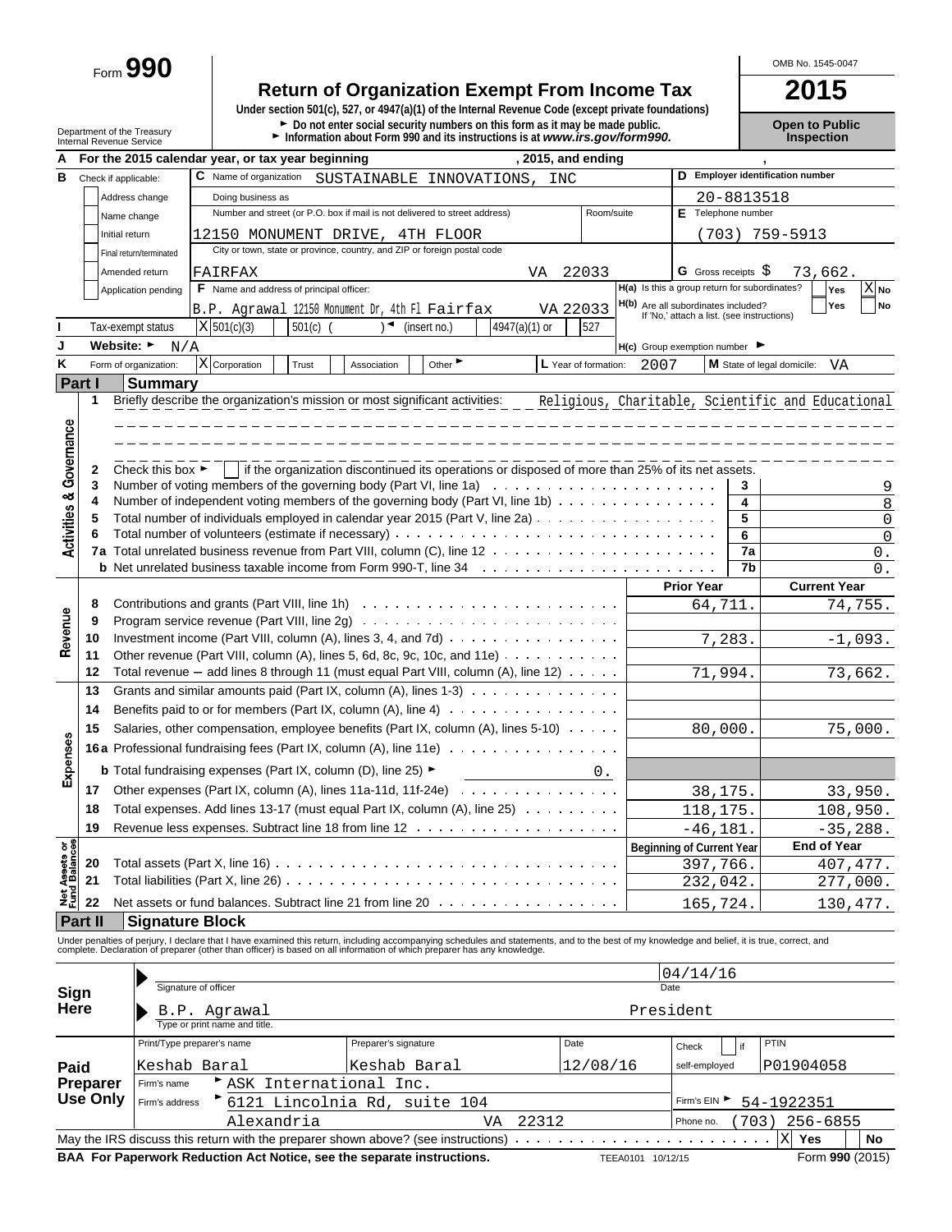Form **990**

# Return of Organization Exempt From Income Tax

**2015**

OMB No. 1545-0047

Under section 501(c), 527, or 4947(a)(1) of the Internal Revenue Code (except private foundations)

► Do not enter social security numbers on this form as it may be made public.

► Information about Form 990 and its instructions is at *www.irs.gov/form990.*

Department of the Treasury
Internal Revenue Service

**Open to Public Inspection**

**A** For the 2015 calendar year, or tax year beginning , 2015, and ending ,

**B** Check if applicable:
- Address change
- Name change
- Initial return
- Final return/terminated
- Amended return
- Application pending

**C** Name of organization: SUSTAINABLE INNOVATIONS, INC

Doing business as

Number and street (or P.O. box if mail is not delivered to street address): 12150 MONUMENT DRIVE, 4TH FLOOR — Room/suite

City or town, state or province, country, and ZIP or foreign postal code: FAIRFAX VA 22033

**D** Employer identification number: 20-8813518

**E** Telephone number: (703) 759-5913

**G** Gross receipts $ 73,662.

**F** Name and address of principal officer: B.P. Agrawal 12150 Monument Dr, 4th Fl Fairfax VA 22033

**H(a)** Is this a group return for subordinates? Yes [ ] No [X]

**H(b)** Are all subordinates included? Yes [ ] No [ ] If 'No,' attach a list. (see instructions)

**I** Tax-exempt status: [X] 501(c)(3) [ ] 501(c) ( ) ◄ (insert no.) [ ] 4947(a)(1) or [ ] 527

**J** Website: ► N/A

**H(c)** Group exemption number ►

**K** Form of organization: [X] Corporation [ ] Trust [ ] Association [ ] Other ►

**L** Year of formation: 2007

**M** State of legal domicile: VA

## Part I Summary

**Activities & Governance**

1 Briefly describe the organization's mission or most significant activities: Religious, Charitable, Scientific and Educational

2 Check this box ► [ ] if the organization discontinued its operations or disposed of more than 25% of its net assets.

| | | Line | Value |
|---|---|---|---|
| 3 | Number of voting members of the governing body (Part VI, line 1a) | 3 | 9 |
| 4 | Number of independent voting members of the governing body (Part VI, line 1b) | 4 | 8 |
| 5 | Total number of individuals employed in calendar year 2015 (Part V, line 2a) | 5 | 0 |
| 6 | Total number of volunteers (estimate if necessary) | 6 | 0 |
| 7a | Total unrelated business revenue from Part VIII, column (C), line 12 | 7a | 0. |
| b | Net unrelated business taxable income from Form 990-T, line 34 | 7b | 0. |

| | | | Prior Year | Current Year |
|---|---|---|---|---|
| **Revenue** | 8 | Contributions and grants (Part VIII, line 1h) | 64,711. | 74,755. |
| | 9 | Program service revenue (Part VIII, line 2g) | | |
| | 10 | Investment income (Part VIII, column (A), lines 3, 4, and 7d) | 7,283. | -1,093. |
| | 11 | Other revenue (Part VIII, column (A), lines 5, 6d, 8c, 9c, 10c, and 11e) | | |
| | 12 | Total revenue – add lines 8 through 11 (must equal Part VIII, column (A), line 12) | 71,994. | 73,662. |
| **Expenses** | 13 | Grants and similar amounts paid (Part IX, column (A), lines 1-3) | | |
| | 14 | Benefits paid to or for members (Part IX, column (A), line 4) | | |
| | 15 | Salaries, other compensation, employee benefits (Part IX, column (A), lines 5-10) | 80,000. | 75,000. |
| | 16a | Professional fundraising fees (Part IX, column (A), line 11e) | | |
| | b | Total fundraising expenses (Part IX, column (D), line 25) ► 0. | | |
| | 17 | Other expenses (Part IX, column (A), lines 11a-11d, 11f-24e) | 38,175. | 33,950. |
| | 18 | Total expenses. Add lines 13-17 (must equal Part IX, column (A), line 25) | 118,175. | 108,950. |
| | 19 | Revenue less expenses. Subtract line 18 from line 12 | -46,181. | -35,288. |
| | | | **Beginning of Current Year** | **End of Year** |
| **Net Assets or Fund Balances** | 20 | Total assets (Part X, line 16) | 397,766. | 407,477. |
| | 21 | Total liabilities (Part X, line 26) | 232,042. | 277,000. |
| | 22 | Net assets or fund balances. Subtract line 21 from line 20 | 165,724. | 130,477. |

## Part II Signature Block

Under penalties of perjury, I declare that I have examined this return, including accompanying schedules and statements, and to the best of my knowledge and belief, it is true, correct, and complete. Declaration of preparer (other than officer) is based on all information of which preparer has any knowledge.

**Sign Here**

Signature of officer — Date: 04/14/16

B.P. Agrawal — President
Type or print name and title.

**Paid Preparer Use Only**

| Print/Type preparer's name | Preparer's signature | Date | Check [ ] if self-employed | PTIN |
|---|---|---|---|---|
| Keshab Baral | Keshab Baral | 12/08/16 | | P01904058 |

Firm's name ► ASK International Inc.

Firm's address ► 6121 Lincolnia Rd, suite 104, Alexandria VA 22312

Firm's EIN ► 54-1922351

Phone no. (703) 256-6855

May the IRS discuss this return with the preparer shown above? (see instructions) [X] Yes [ ] No

**BAA For Paperwork Reduction Act Notice, see the separate instructions.** TEEA0101 10/12/15 Form **990** (2015)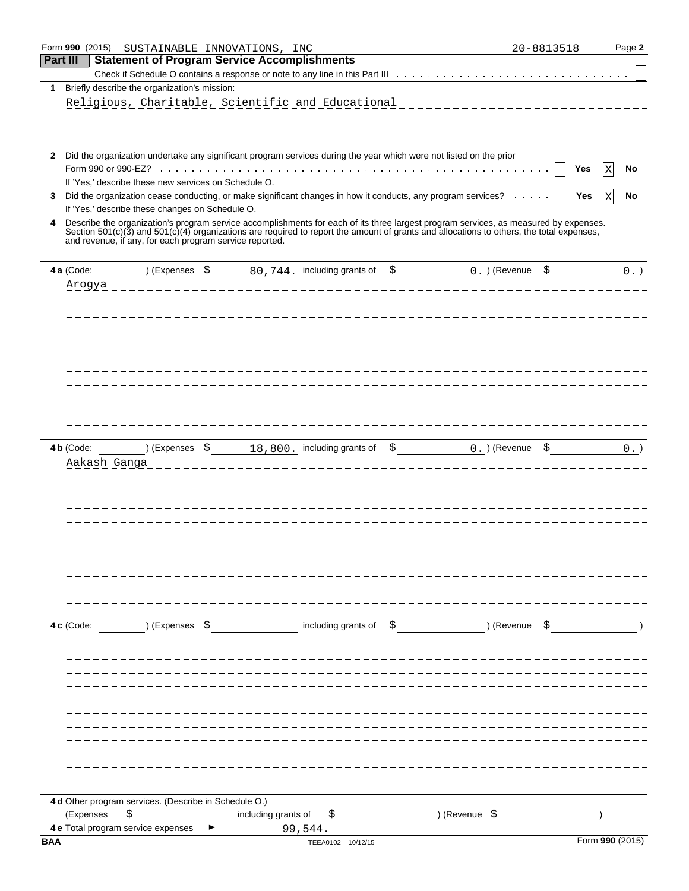Form **990** (2015) SUSTAINABLE INNOVATIONS, INC 20-8813518 Page **2**

## Part III Statement of Program Service Accomplishments

Check if Schedule O contains a response or note to any line in this Part III . . . . . . . . . . . . . . . . . . . . . . . . . . . . . . ☐

**1** Briefly describe the organization's mission:

Religious, Charitable, Scientific and Educational

**2** Did the organization undertake any significant program services during the year which were not listed on the prior Form 990 or 990-EZ? . . . . . . . . . . . . . . . . . . . . . . . . . . . . . . . . . . . . . . . . . . . . . . . . ☐ **Yes** ☒ **No**

If 'Yes,' describe these new services on Schedule O.

**3** Did the organization cease conducting, or make significant changes in how it conducts, any program services? . . . . . ☐ **Yes** ☒ **No**

If 'Yes,' describe these changes on Schedule O.

**4** Describe the organization's program service accomplishments for each of its three largest program services, as measured by expenses. Section 501(c)(3) and 501(c)(4) organizations are required to report the amount of grants and allocations to others, the total expenses, and revenue, if any, for each program service reported.

**4 a** (Code: ) (Expenses $ 80,744. including grants of $ 0. ) (Revenue $ 0. )

Arogya

**4 b** (Code: ) (Expenses $ 18,800. including grants of $ 0. ) (Revenue $ 0. )

Aakash Ganga

**4 c** (Code: ) (Expenses $ including grants of $ ) (Revenue $ )

**4 d** Other program services. (Describe in Schedule O.)

(Expenses $ including grants of $ ) (Revenue $ )

**4 e** Total program service expenses ► 99,544.

**BAA** TEEA0102 10/12/15 Form **990** (2015)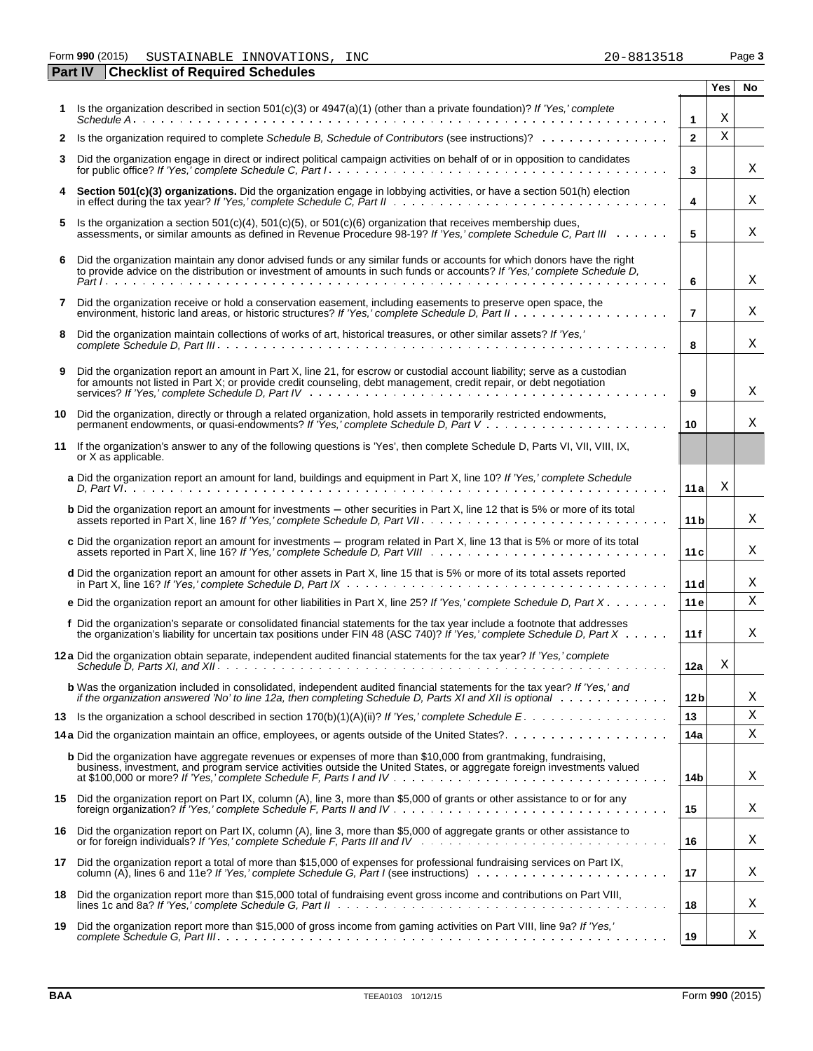Form **990** (2015) SUSTAINABLE INNOVATIONS, INC 20-8813518 Page **3**

## Part IV Checklist of Required Schedules

| | | | Yes | No |
|---|---|---|---|---|
| **1** | Is the organization described in section 501(c)(3) or 4947(a)(1) (other than a private foundation)? *If 'Yes,' complete Schedule A* | **1** | X | |
| **2** | Is the organization required to complete *Schedule B, Schedule of Contributors* (see instructions)? | **2** | X | |
| **3** | Did the organization engage in direct or indirect political campaign activities on behalf of or in opposition to candidates for public office? *If 'Yes,' complete Schedule C, Part I* | **3** | | X |
| **4** | **Section 501(c)(3) organizations.** Did the organization engage in lobbying activities, or have a section 501(h) election in effect during the tax year? *If 'Yes,' complete Schedule C, Part II* | **4** | | X |
| **5** | Is the organization a section 501(c)(4), 501(c)(5), or 501(c)(6) organization that receives membership dues, assessments, or similar amounts as defined in Revenue Procedure 98-19? *If 'Yes,' complete Schedule C, Part III* | **5** | | X |
| **6** | Did the organization maintain any donor advised funds or any similar funds or accounts for which donors have the right to provide advice on the distribution or investment of amounts in such funds or accounts? *If 'Yes,' complete Schedule D, Part I* | **6** | | X |
| **7** | Did the organization receive or hold a conservation easement, including easements to preserve open space, the environment, historic land areas, or historic structures? *If 'Yes,' complete Schedule D, Part II* | **7** | | X |
| **8** | Did the organization maintain collections of works of art, historical treasures, or other similar assets? *If 'Yes,' complete Schedule D, Part III* | **8** | | X |
| **9** | Did the organization report an amount in Part X, line 21, for escrow or custodial account liability; serve as a custodian for amounts not listed in Part X; or provide credit counseling, debt management, credit repair, or debt negotiation services? *If 'Yes,' complete Schedule D, Part IV* | **9** | | X |
| **10** | Did the organization, directly or through a related organization, hold assets in temporarily restricted endowments, permanent endowments, or quasi-endowments? *If 'Yes,' complete Schedule D, Part V* | **10** | | X |
| **11** | If the organization's answer to any of the following questions is 'Yes', then complete Schedule D, Parts VI, VII, VIII, IX, or X as applicable. | | | |
| | **a** Did the organization report an amount for land, buildings and equipment in Part X, line 10? *If 'Yes,' complete Schedule D, Part VI* | **11a** | X | |
| | **b** Did the organization report an amount for investments – other securities in Part X, line 12 that is 5% or more of its total assets reported in Part X, line 16? *If 'Yes,' complete Schedule D, Part VII* | **11b** | | X |
| | **c** Did the organization report an amount for investments – program related in Part X, line 13 that is 5% or more of its total assets reported in Part X, line 16? *If 'Yes,' complete Schedule D, Part VIII* | **11c** | | X |
| | **d** Did the organization report an amount for other assets in Part X, line 15 that is 5% or more of its total assets reported in Part X, line 16? *If 'Yes,' complete Schedule D, Part IX* | **11d** | | X |
| | **e** Did the organization report an amount for other liabilities in Part X, line 25? *If 'Yes,' complete Schedule D, Part X* | **11e** | | X |
| | **f** Did the organization's separate or consolidated financial statements for the tax year include a footnote that addresses the organization's liability for uncertain tax positions under FIN 48 (ASC 740)? *If 'Yes,' complete Schedule D, Part X* | **11f** | | X |
| **12a** | Did the organization obtain separate, independent audited financial statements for the tax year? *If 'Yes,' complete Schedule D, Parts XI, and XII* | **12a** | X | |
| | **b** Was the organization included in consolidated, independent audited financial statements for the tax year? *If 'Yes,' and if the organization answered 'No' to line 12a, then completing Schedule D, Parts XI and XII is optional* | **12b** | | X |
| **13** | Is the organization a school described in section 170(b)(1)(A)(ii)? *If 'Yes,' complete Schedule E* | **13** | | X |
| **14a** | Did the organization maintain an office, employees, or agents outside of the United States? | **14a** | | X |
| | **b** Did the organization have aggregate revenues or expenses of more than $10,000 from grantmaking, fundraising, business, investment, and program service activities outside the United States, or aggregate foreign investments valued at $100,000 or more? *If 'Yes,' complete Schedule F, Parts I and IV* | **14b** | | X |
| **15** | Did the organization report on Part IX, column (A), line 3, more than $5,000 of grants or other assistance to or for any foreign organization? *If 'Yes,' complete Schedule F, Parts II and IV* | **15** | | X |
| **16** | Did the organization report on Part IX, column (A), line 3, more than $5,000 of aggregate grants or other assistance to or for foreign individuals? *If 'Yes,' complete Schedule F, Parts III and IV* | **16** | | X |
| **17** | Did the organization report a total of more than $15,000 of expenses for professional fundraising services on Part IX, column (A), lines 6 and 11e? *If 'Yes,' complete Schedule G, Part I* (see instructions) | **17** | | X |
| **18** | Did the organization report more than $15,000 total of fundraising event gross income and contributions on Part VIII, lines 1c and 8a? *If 'Yes,' complete Schedule G, Part II* | **18** | | X |
| **19** | Did the organization report more than $15,000 of gross income from gaming activities on Part VIII, line 9a? *If 'Yes,' complete Schedule G, Part III* | **19** | | X |

BAA TEEA0103 10/12/15 Form **990** (2015)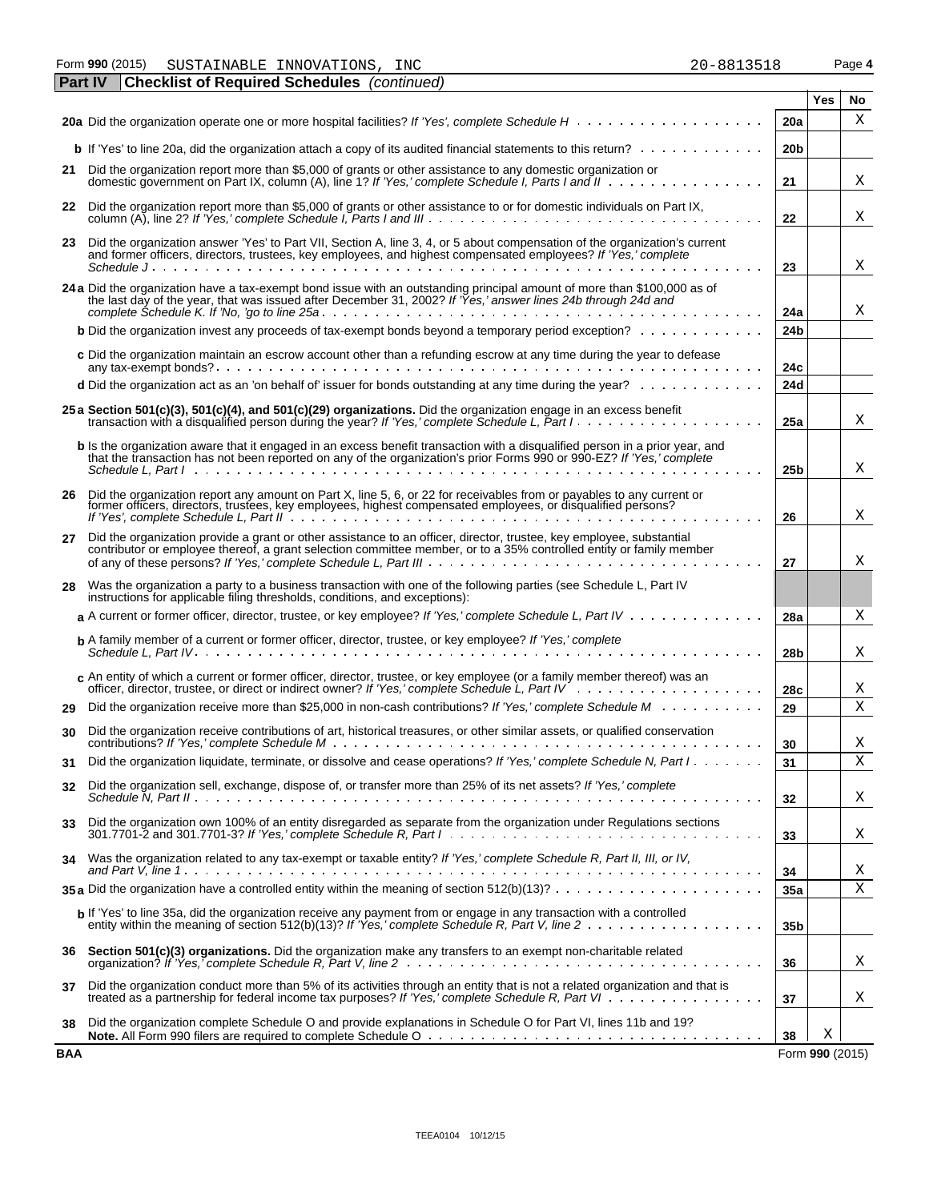Form **990** (2015) SUSTAINABLE INNOVATIONS, INC 20-8813518 Page **4**

**Part IV** **Checklist of Required Schedules** *(continued)*

| | | Line | Yes | No |
|---|---|---|---|---|
| **20a** | Did the organization operate one or more hospital facilities? *If 'Yes', complete Schedule H* | 20a | | X |
| **b** | If 'Yes' to line 20a, did the organization attach a copy of its audited financial statements to this return? | 20b | | |
| **21** | Did the organization report more than $5,000 of grants or other assistance to any domestic organization or domestic government on Part IX, column (A), line 1? *If 'Yes,' complete Schedule I, Parts I and II* | 21 | | X |
| **22** | Did the organization report more than $5,000 of grants or other assistance to or for domestic individuals on Part IX, column (A), line 2? *If 'Yes,' complete Schedule I, Parts I and III* | 22 | | X |
| **23** | Did the organization answer 'Yes' to Part VII, Section A, line 3, 4, or 5 about compensation of the organization's current and former officers, directors, trustees, key employees, and highest compensated employees? *If 'Yes,' complete Schedule J* | 23 | | X |
| **24a** | Did the organization have a tax-exempt bond issue with an outstanding principal amount of more than $100,000 as of the last day of the year, that was issued after December 31, 2002? *If 'Yes,' answer lines 24b through 24d and complete Schedule K. If 'No,' go to line 25a* | 24a | | X |
| **b** | Did the organization invest any proceeds of tax-exempt bonds beyond a temporary period exception? | 24b | | |
| **c** | Did the organization maintain an escrow account other than a refunding escrow at any time during the year to defease any tax-exempt bonds? | 24c | | |
| **d** | Did the organization act as an 'on behalf of' issuer for bonds outstanding at any time during the year? | 24d | | |
| **25a** | **Section 501(c)(3), 501(c)(4), and 501(c)(29) organizations.** Did the organization engage in an excess benefit transaction with a disqualified person during the year? *If 'Yes,' complete Schedule L, Part I* | 25a | | X |
| **b** | Is the organization aware that it engaged in an excess benefit transaction with a disqualified person in a prior year, and that the transaction has not been reported on any of the organization's prior Forms 990 or 990-EZ? *If 'Yes,' complete Schedule L, Part I* | 25b | | X |
| **26** | Did the organization report any amount on Part X, line 5, 6, or 22 for receivables from or payables to any current or former officers, directors, trustees, key employees, highest compensated employees, or disqualified persons? *If 'Yes,' complete Schedule L, Part II* | 26 | | X |
| **27** | Did the organization provide a grant or other assistance to an officer, director, trustee, key employee, substantial contributor or employee thereof, a grant selection committee member, or to a 35% controlled entity or family member of any of these persons? *If 'Yes,' complete Schedule L, Part III* | 27 | | X |
| **28** | Was the organization a party to a business transaction with one of the following parties (see Schedule L, Part IV instructions for applicable filing thresholds, conditions, and exceptions): | | | |
| **a** | A current or former officer, director, trustee, or key employee? *If 'Yes,' complete Schedule L, Part IV* | 28a | | X |
| **b** | A family member of a current or former officer, director, trustee, or key employee? *If 'Yes,' complete Schedule L, Part IV* | 28b | | X |
| **c** | An entity of which a current or former officer, director, trustee, or key employee (or a family member thereof) was an officer, director, trustee, or direct or indirect owner? *If 'Yes,' complete Schedule L, Part IV* | 28c | | X |
| **29** | Did the organization receive more than $25,000 in non-cash contributions? *If 'Yes,' complete Schedule M* | 29 | | X |
| **30** | Did the organization receive contributions of art, historical treasures, or other similar assets, or qualified conservation contributions? *If 'Yes,' complete Schedule M* | 30 | | X |
| **31** | Did the organization liquidate, terminate, or dissolve and cease operations? *If 'Yes,' complete Schedule N, Part I* | 31 | | X |
| **32** | Did the organization sell, exchange, dispose of, or transfer more than 25% of its net assets? *If 'Yes,' complete Schedule N, Part II* | 32 | | X |
| **33** | Did the organization own 100% of an entity disregarded as separate from the organization under Regulations sections 301.7701-2 and 301.7701-3? *If 'Yes,' complete Schedule R, Part I* | 33 | | X |
| **34** | Was the organization related to any tax-exempt or taxable entity? *If 'Yes,' complete Schedule R, Part II, III, or IV, and Part V, line 1* | 34 | | X |
| **35a** | Did the organization have a controlled entity within the meaning of section 512(b)(13)? | 35a | | X |
| **b** | If 'Yes' to line 35a, did the organization receive any payment from or engage in any transaction with a controlled entity within the meaning of section 512(b)(13)? *If 'Yes,' complete Schedule R, Part V, line 2* | 35b | | |
| **36** | **Section 501(c)(3) organizations.** Did the organization make any transfers to an exempt non-charitable related organization? *If 'Yes,' complete Schedule R, Part V, line 2* | 36 | | X |
| **37** | Did the organization conduct more than 5% of its activities through an entity that is not a related organization and that is treated as a partnership for federal income tax purposes? *If 'Yes,' complete Schedule R, Part VI* | 37 | | X |
| **38** | Did the organization complete Schedule O and provide explanations in Schedule O for Part VI, lines 11b and 19? **Note.** All Form 990 filers are required to complete Schedule O | 38 | X | |

**BAA** Form **990** (2015)

TEEA0104 10/12/15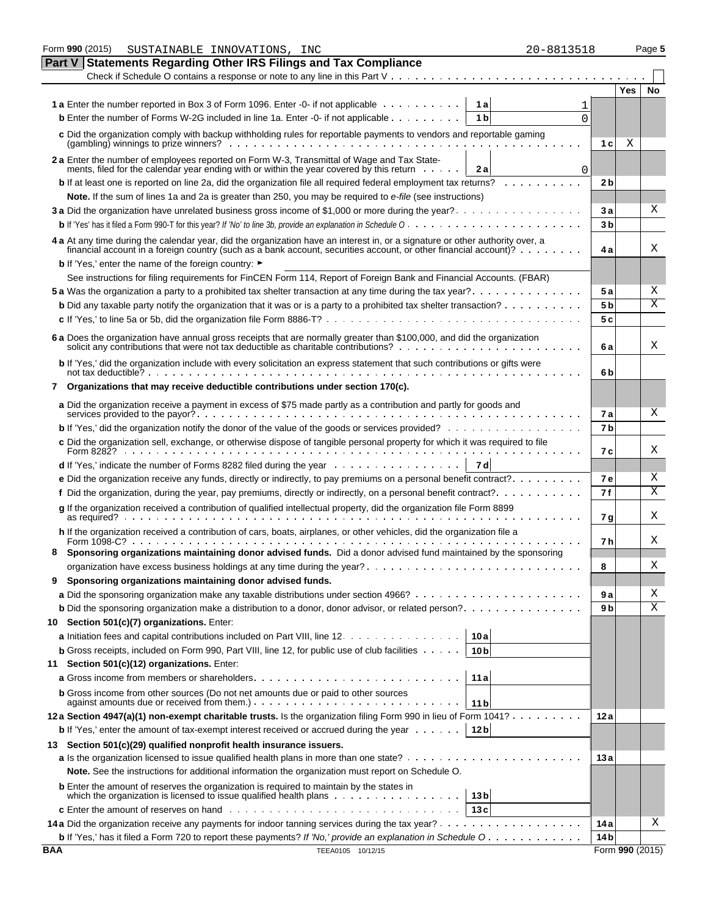Form 990 (2015) SUSTAINABLE INNOVATIONS, INC 20-8813518 Page 5

## Part V Statements Regarding Other IRS Filings and Tax Compliance

Check if Schedule O contains a response or note to any line in this Part V . . . . . . . . . . . . . . . . . . . . . . . . . . . . . . . . . . ☐

| | | | | Yes | No |
|---|---|---|---|---|---|
| **1a** Enter the number reported in Box 3 of Form 1096. Enter -0- if not applicable | 1a | 1 | | | |
| **b** Enter the number of Forms W-2G included in line 1a. Enter -0- if not applicable | 1b | 0 | | | |
| **c** Did the organization comply with backup withholding rules for reportable payments to vendors and reportable gaming (gambling) winnings to prize winners? | | | 1c | X | |
| **2a** Enter the number of employees reported on Form W-3, Transmittal of Wage and Tax Statements, filed for the calendar year ending with or within the year covered by this return | 2a | 0 | | | |
| **b** If at least one is reported on line 2a, did the organization file all required federal employment tax returns? | | | 2b | | |
| **Note.** If the sum of lines 1a and 2a is greater than 250, you may be required to *e-file* (see instructions) | | | | | |
| **3a** Did the organization have unrelated business gross income of $1,000 or more during the year? | | | 3a | | X |
| **b** If 'Yes' has it filed a Form 990-T for this year? *If 'No' to line 3b, provide an explanation in Schedule O* | | | 3b | | |
| **4a** At any time during the calendar year, did the organization have an interest in, or a signature or other authority over, a financial account in a foreign country (such as a bank account, securities account, or other financial account)? | | | 4a | | X |
| **b** If 'Yes,' enter the name of the foreign country: ► | | | | | |
| See instructions for filing requirements for FinCEN Form 114, Report of Foreign Bank and Financial Accounts. (FBAR) | | | | | |
| **5a** Was the organization a party to a prohibited tax shelter transaction at any time during the tax year? | | | 5a | | X |
| **b** Did any taxable party notify the organization that it was or is a party to a prohibited tax shelter transaction? | | | 5b | | X |
| **c** If 'Yes,' to line 5a or 5b, did the organization file Form 8886-T? | | | 5c | | |
| **6a** Does the organization have annual gross receipts that are normally greater than $100,000, and did the organization solicit any contributions that were not tax deductible as charitable contributions? | | | 6a | | X |
| **b** If 'Yes,' did the organization include with every solicitation an express statement that such contributions or gifts were not tax deductible? | | | 6b | | |
| **7 Organizations that may receive deductible contributions under section 170(c).** | | | | | |
| **a** Did the organization receive a payment in excess of $75 made partly as a contribution and partly for goods and services provided to the payor? | | | 7a | | X |
| **b** If 'Yes,' did the organization notify the donor of the value of the goods or services provided? | | | 7b | | |
| **c** Did the organization sell, exchange, or otherwise dispose of tangible personal property for which it was required to file Form 8282? | | | 7c | | X |
| **d** If 'Yes,' indicate the number of Forms 8282 filed during the year | 7d | | | | |
| **e** Did the organization receive any funds, directly or indirectly, to pay premiums on a personal benefit contract? | | | 7e | | X |
| **f** Did the organization, during the year, pay premiums, directly or indirectly, on a personal benefit contract? | | | 7f | | X |
| **g** If the organization received a contribution of qualified intellectual property, did the organization file Form 8899 as required? | | | 7g | | X |
| **h** If the organization received a contribution of cars, boats, airplanes, or other vehicles, did the organization file a Form 1098-C? | | | 7h | | X |
| **8 Sponsoring organizations maintaining donor advised funds.** Did a donor advised fund maintained by the sponsoring organization have excess business holdings at any time during the year? | | | 8 | | X |
| **9 Sponsoring organizations maintaining donor advised funds.** | | | | | |
| **a** Did the sponsoring organization make any taxable distributions under section 4966? | | | 9a | | X |
| **b** Did the sponsoring organization make a distribution to a donor, donor advisor, or related person? | | | 9b | | X |
| **10 Section 501(c)(7) organizations.** Enter: | | | | | |
| **a** Initiation fees and capital contributions included on Part VIII, line 12 | 10a | | | | |
| **b** Gross receipts, included on Form 990, Part VIII, line 12, for public use of club facilities | 10b | | | | |
| **11 Section 501(c)(12) organizations.** Enter: | | | | | |
| **a** Gross income from members or shareholders | 11a | | | | |
| **b** Gross income from other sources (Do not net amounts due or paid to other sources against amounts due or received from them.) | 11b | | | | |
| **12a Section 4947(a)(1) non-exempt charitable trusts.** Is the organization filing Form 990 in lieu of Form 1041? | | | 12a | | |
| **b** If 'Yes,' enter the amount of tax-exempt interest received or accrued during the year | 12b | | | | |
| **13 Section 501(c)(29) qualified nonprofit health insurance issuers.** | | | | | |
| **a** Is the organization licensed to issue qualified health plans in more than one state? | | | 13a | | |
| **Note.** See the instructions for additional information the organization must report on Schedule O. | | | | | |
| **b** Enter the amount of reserves the organization is required to maintain by the states in which the organization is licensed to issue qualified health plans | 13b | | | | |
| **c** Enter the amount of reserves on hand | 13c | | | | |
| **14a** Did the organization receive any payments for indoor tanning services during the tax year? | | | 14a | | X |
| **b** If 'Yes,' has it filed a Form 720 to report these payments? *If 'No,' provide an explanation in Schedule O* | | | 14b | | |

BAA TEEA0105 10/12/15 Form **990** (2015)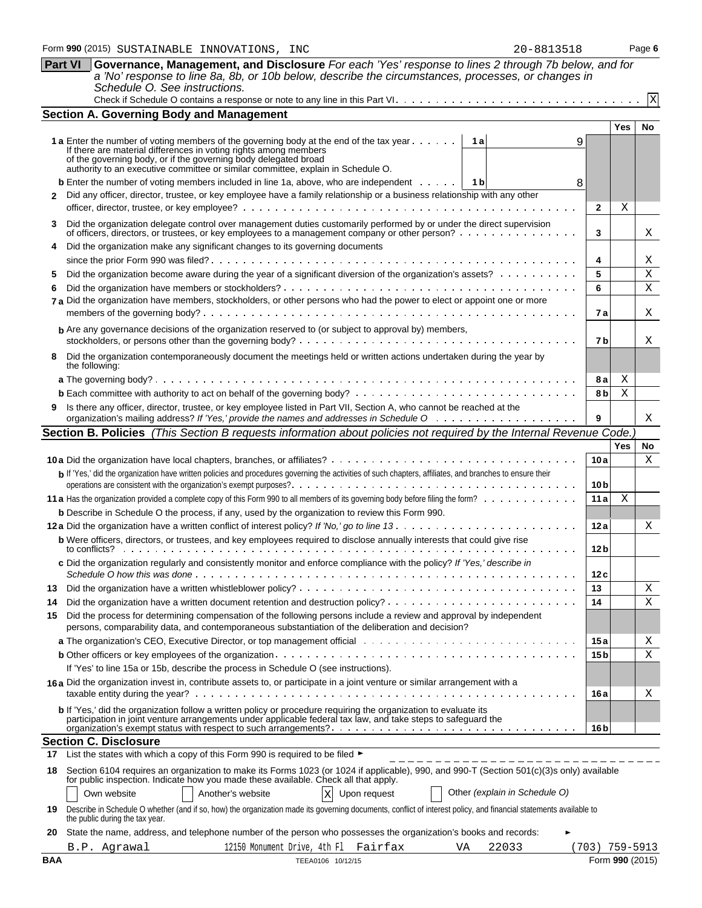Form **990** (2015) SUSTAINABLE INNOVATIONS, INC 20-8813518 Page **6**

## Part VI Governance, Management, and Disclosure

*For each 'Yes' response to lines 2 through 7b below, and for a 'No' response to line 8a, 8b, or 10b below, describe the circumstances, processes, or changes in Schedule O. See instructions.*

Check if Schedule O contains a response or note to any line in this Part VI . . . . . . . . . . . . . . . . . . . . . . . . . . [X]

### Section A. Governing Body and Management

| | | | | Yes | No |
|---|---|---|---|---|---|
| **1a** | Enter the number of voting members of the governing body at the end of the tax year. If there are material differences in voting rights among members of the governing body, or if the governing body delegated broad authority to an executive committee or similar committee, explain in Schedule O. | 1a | 9 | | |
| **b** | Enter the number of voting members included in line 1a, above, who are independent | 1b | 8 | | |
| **2** | Did any officer, director, trustee, or key employee have a family relationship or a business relationship with any other officer, director, trustee, or key employee? | | 2 | X | |
| **3** | Did the organization delegate control over management duties customarily performed by or under the direct supervision of officers, directors, or trustees, or key employees to a management company or other person? | | 3 | | X |
| **4** | Did the organization make any significant changes to its governing documents since the prior Form 990 was filed? | | 4 | | X |
| **5** | Did the organization become aware during the year of a significant diversion of the organization's assets? | | 5 | | X |
| **6** | Did the organization have members or stockholders? | | 6 | | X |
| **7a** | Did the organization have members, stockholders, or other persons who had the power to elect or appoint one or more members of the governing body? | | 7a | | X |
| **b** | Are any governance decisions of the organization reserved to (or subject to approval by) members, stockholders, or persons other than the governing body? | | 7b | | X |
| **8** | Did the organization contemporaneously document the meetings held or written actions undertaken during the year by the following: | | | | |
| **a** | The governing body? | | 8a | X | |
| **b** | Each committee with authority to act on behalf of the governing body? | | 8b | X | |
| **9** | Is there any officer, director, trustee, or key employee listed in Part VII, Section A, who cannot be reached at the organization's mailing address? *If 'Yes,' provide the names and addresses in Schedule O* | | 9 | | X |

### Section B. Policies *(This Section B requests information about policies not required by the Internal Revenue Code.)*

| | | | Yes | No |
|---|---|---|---|---|
| **10a** | Did the organization have local chapters, branches, or affiliates? | 10a | | X |
| **b** | If 'Yes,' did the organization have written policies and procedures governing the activities of such chapters, affiliates, and branches to ensure their operations are consistent with the organization's exempt purposes? | 10b | | |
| **11a** | Has the organization provided a complete copy of this Form 990 to all members of its governing body before filing the form? | 11a | X | |
| **b** | Describe in Schedule O the process, if any, used by the organization to review this Form 990. | | | |
| **12a** | Did the organization have a written conflict of interest policy? *If 'No,' go to line 13* | 12a | | X |
| **b** | Were officers, directors, or trustees, and key employees required to disclose annually interests that could give rise to conflicts? | 12b | | |
| **c** | Did the organization regularly and consistently monitor and enforce compliance with the policy? *If 'Yes,' describe in Schedule O how this was done* | 12c | | |
| **13** | Did the organization have a written whistleblower policy? | 13 | | X |
| **14** | Did the organization have a written document retention and destruction policy? | 14 | | X |
| **15** | Did the process for determining compensation of the following persons include a review and approval by independent persons, comparability data, and contemporaneous substantiation of the deliberation and decision? | | | |
| **a** | The organization's CEO, Executive Director, or top management official | 15a | | X |
| **b** | Other officers or key employees of the organization | 15b | | X |
| | If 'Yes' to line 15a or 15b, describe the process in Schedule O (see instructions). | | | |
| **16a** | Did the organization invest in, contribute assets to, or participate in a joint venture or similar arrangement with a taxable entity during the year? | 16a | | X |
| **b** | If 'Yes,' did the organization follow a written policy or procedure requiring the organization to evaluate its participation in joint venture arrangements under applicable federal tax law, and take steps to safeguard the organization's exempt status with respect to such arrangements? | 16b | | |

### Section C. Disclosure

**17** List the states with which a copy of this Form 990 is required to be filed ►

**18** Section 6104 requires an organization to make its Forms 1023 (or 1024 if applicable), 990, and 990-T (Section 501(c)(3)s only) available for public inspection. Indicate how you made these available. Check all that apply.

[ ] Own website [ ] Another's website [X] Upon request [ ] Other *(explain in Schedule O)*

**19** Describe in Schedule O whether (and if so, how) the organization made its governing documents, conflict of interest policy, and financial statements available to the public during the tax year.

**20** State the name, address, and telephone number of the person who possesses the organization's books and records: ►

B.P. Agrawal 12150 Monument Drive, 4th Fl Fairfax VA 22033 (703) 759-5913

BAA TEEA0106 10/12/15 Form **990** (2015)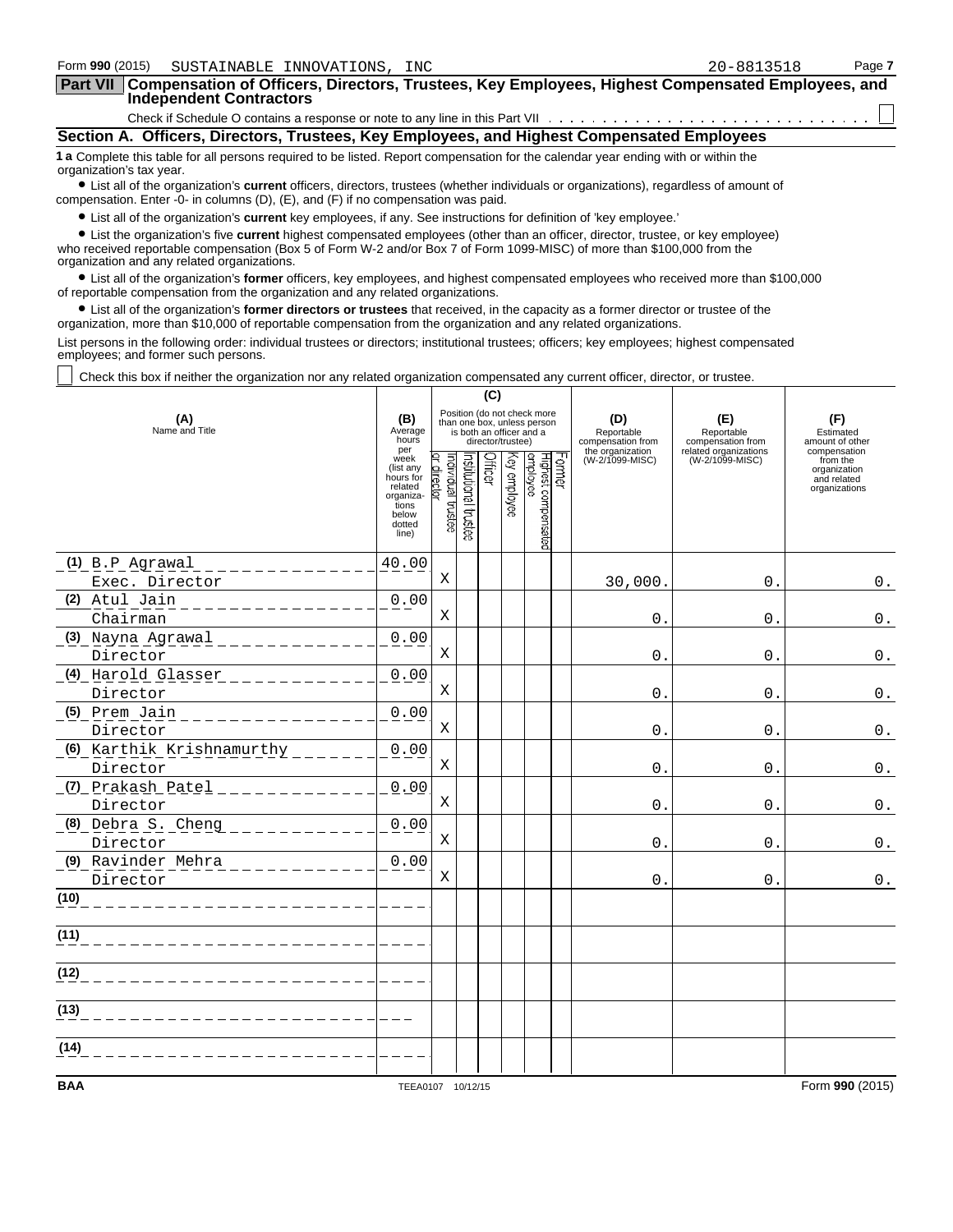Form **990** (2015) SUSTAINABLE INNOVATIONS, INC 20-8813518

## Part VII Compensation of Officers, Directors, Trustees, Key Employees, Highest Compensated Employees, and Independent Contractors

Check if Schedule O contains a response or note to any line in this Part VII . . . . . . . . . . . . . . . . . . . . . . . . . . . . . ☐

### Section A. Officers, Directors, Trustees, Key Employees, and Highest Compensated Employees

**1 a** Complete this table for all persons required to be listed. Report compensation for the calendar year ending with or within the organization's tax year.

- List all of the organization's **current** officers, directors, trustees (whether individuals or organizations), regardless of amount of compensation. Enter -0- in columns (D), (E), and (F) if no compensation was paid.
- List all of the organization's **current** key employees, if any. See instructions for definition of 'key employee.'
- List the organization's five **current** highest compensated employees (other than an officer, director, trustee, or key employee) who received reportable compensation (Box 5 of Form W-2 and/or Box 7 of Form 1099-MISC) of more than $100,000 from the organization and any related organizations.
- List all of the organization's **former** officers, key employees, and highest compensated employees who received more than $100,000 of reportable compensation from the organization and any related organizations.
- List all of the organization's **former directors or trustees** that received, in the capacity as a former director or trustee of the organization, more than $10,000 of reportable compensation from the organization and any related organizations.

List persons in the following order: individual trustees or directors; institutional trustees; officers; key employees; highest compensated employees; and former such persons.

☐ Check this box if neither the organization nor any related organization compensated any current officer, director, or trustee.

| (A) Name and Title | (B) Average hours per week (list any hours for related organizations below dotted line) | (C) Individual trustee or director | Institutional trustee | Officer | Key employee | Highest compensated employee | Former | (D) Reportable compensation from the organization (W-2/1099-MISC) | (E) Reportable compensation from related organizations (W-2/1099-MISC) | (F) Estimated amount of other compensation from the organization and related organizations |
|---|---|---|---|---|---|---|---|---|---|---|
| (1) B.P Agrawal<br>Exec. Director | 40.00 | X | | | | | | 30,000. | 0. | 0. |
| (2) Atul Jain<br>Chairman | 0.00 | X | | | | | | 0. | 0. | 0. |
| (3) Nayna Agrawal<br>Director | 0.00 | X | | | | | | 0. | 0. | 0. |
| (4) Harold Glasser<br>Director | 0.00 | X | | | | | | 0. | 0. | 0. |
| (5) Prem Jain<br>Director | 0.00 | X | | | | | | 0. | 0. | 0. |
| (6) Karthik Krishnamurthy<br>Director | 0.00 | X | | | | | | 0. | 0. | 0. |
| (7) Prakash Patel<br>Director | 0.00 | X | | | | | | 0. | 0. | 0. |
| (8) Debra S. Cheng<br>Director | 0.00 | X | | | | | | 0. | 0. | 0. |
| (9) Ravinder Mehra<br>Director | 0.00 | X | | | | | | 0. | 0. | 0. |
| (10) | | | | | | | | | | |
| (11) | | | | | | | | | | |
| (12) | | | | | | | | | | |
| (13) | | | | | | | | | | |
| (14) | | | | | | | | | | |

BAA TEEA0107 10/12/15 Form **990** (2015)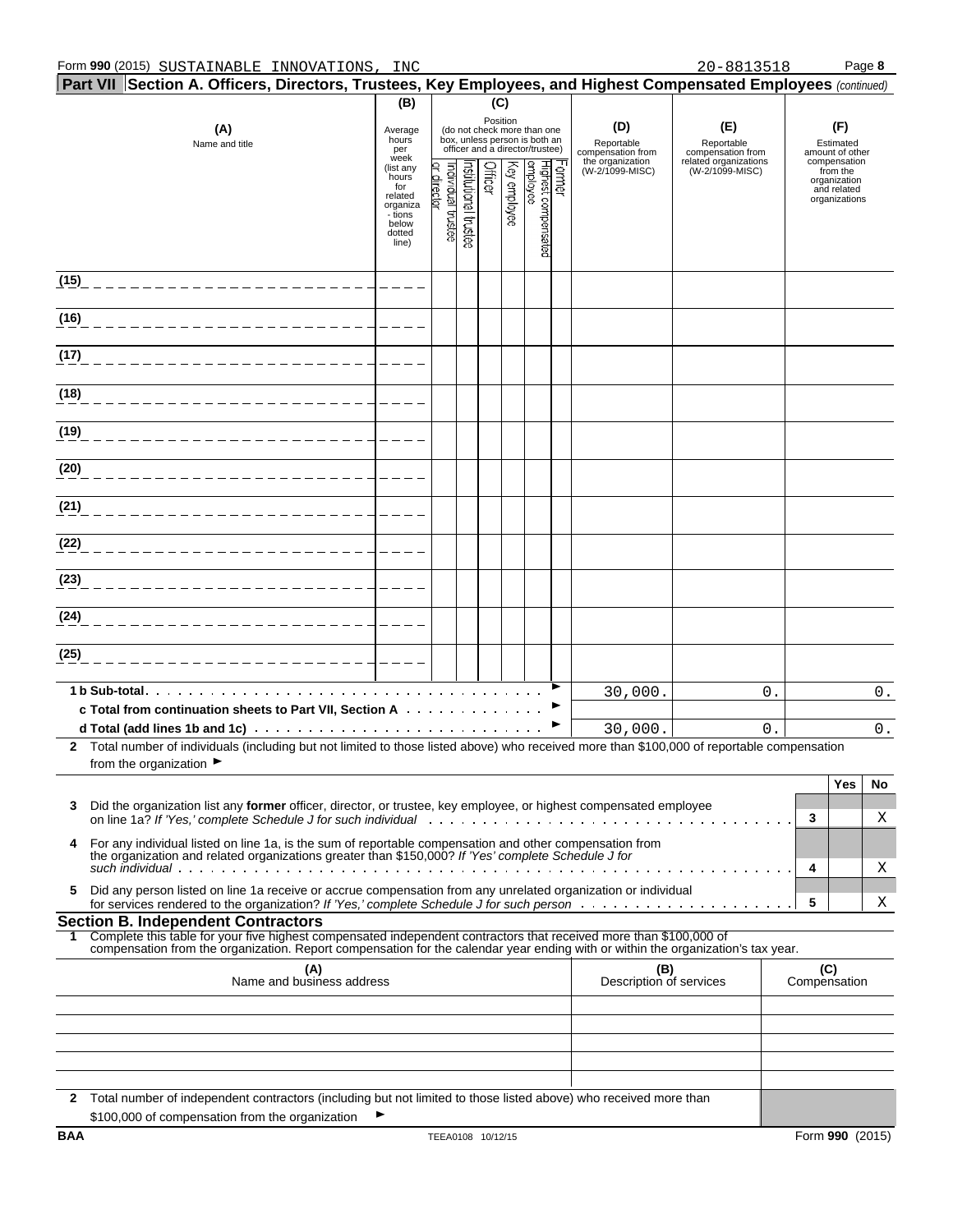Form **990** (2015) SUSTAINABLE INNOVATIONS, INC 20-8813518

## Part VII Section A. Officers, Directors, Trustees, Key Employees, and Highest Compensated Employees *(continued)*

| (A) Name and title | (B) Average hours per week (list any hours for related organizations below dotted line) | (C) Position (do not check more than one box, unless person is both an officer and a director/trustee) | | | | | | (D) Reportable compensation from the organization (W-2/1099-MISC) | (E) Reportable compensation from related organizations (W-2/1099-MISC) | (F) Estimated amount of other compensation from the organization and related organizations |
|---|---|---|---|---|---|---|---|---|---|---|
| | | Individual trustee or director | Institutional trustee | Officer | Key employee | Highest compensated employee | Former | | | |
| (15) | | | | | | | | | | |
| (16) | | | | | | | | | | |
| (17) | | | | | | | | | | |
| (18) | | | | | | | | | | |
| (19) | | | | | | | | | | |
| (20) | | | | | | | | | | |
| (21) | | | | | | | | | | |
| (22) | | | | | | | | | | |
| (23) | | | | | | | | | | |
| (24) | | | | | | | | | | |
| (25) | | | | | | | | | | |
| **1 b Sub-total** | | | | | | | | 30,000. | 0. | 0. |
| **c Total from continuation sheets to Part VII, Section A** | | | | | | | | | | |
| **d Total (add lines 1b and 1c)** | | | | | | | | 30,000. | 0. | 0. |

**2** Total number of individuals (including but not limited to those listed above) who received more than $100,000 of reportable compensation from the organization ►

| | | Yes | No |
|---|---|---|---|
| **3** Did the organization list any **former** officer, director, or trustee, key employee, or highest compensated employee on line 1a? *If 'Yes,' complete Schedule J for such individual* | 3 | | X |
| **4** For any individual listed on line 1a, is the sum of reportable compensation and other compensation from the organization and related organizations greater than $150,000? *If 'Yes' complete Schedule J for such individual* | 4 | | X |
| **5** Did any person listed on line 1a receive or accrue compensation from any unrelated organization or individual for services rendered to the organization? *If 'Yes,' complete Schedule J for such person* | 5 | | X |

### Section B. Independent Contractors

**1** Complete this table for your five highest compensated independent contractors that received more than $100,000 of compensation from the organization. Report compensation for the calendar year ending with or within the organization's tax year.

| (A) Name and business address | (B) Description of services | (C) Compensation |
|---|---|---|
| | | |
| | | |
| | | |
| | | |
| | | |

**2** Total number of independent contractors (including but not limited to those listed above) who received more than $100,000 of compensation from the organization ►

BAA TEEA0108 10/12/15 Form **990** (2015)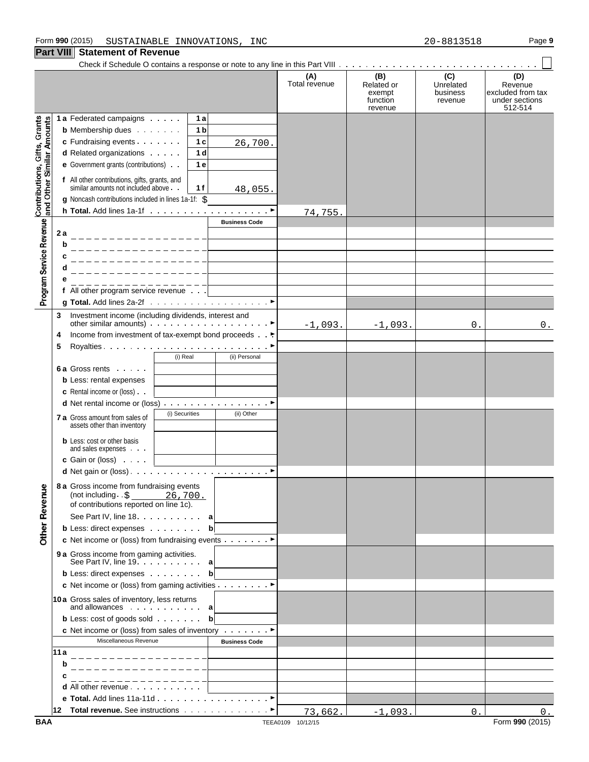Form 990 (2015) SUSTAINABLE INNOVATIONS, INC 20-8813518

## Part VIII Statement of Revenue

Check if Schedule O contains a response or note to any line in this Part VIII . . . . . ☐

| | | | (A) Total revenue | (B) Related or exempt function revenue | (C) Unrelated business revenue | (D) Revenue excluded from tax under sections 512-514 |
|---|---|---|---|---|---|---|
| **Contributions, Gifts, Grants and Other Similar Amounts** | | | | | | |
| 1a Federated campaigns | 1a | | | | | |
| b Membership dues | 1b | | | | | |
| c Fundraising events | 1c | 26,700. | | | | |
| d Related organizations | 1d | | | | | |
| e Government grants (contributions) | 1e | | | | | |
| f All other contributions, gifts, grants, and similar amounts not included above | 1f | 48,055. | | | | |
| g Noncash contributions included in lines 1a-1f: $ | | | | | | |
| h Total. Add lines 1a-1f | | ► | 74,755. | | | |
| **Program Service Revenue** | | Business Code | | | | |
| 2a | | | | | | |
| b | | | | | | |
| c | | | | | | |
| d | | | | | | |
| e | | | | | | |
| f All other program service revenue | | | | | | |
| g Total. Add lines 2a-2f | | ► | | | | |
| 3 Investment income (including dividends, interest and other similar amounts) | | ► | -1,093. | -1,093. | 0. | 0. |
| 4 Income from investment of tax-exempt bond proceeds | | ► | | | | |
| 5 Royalties | | ► | | | | |
| | (i) Real | (ii) Personal | | | | |
| 6a Gross rents | | | | | | |
| b Less: rental expenses | | | | | | |
| c Rental income or (loss) | | | | | | |
| d Net rental income or (loss) | | ► | | | | |
| | (i) Securities | (ii) Other | | | | |
| 7a Gross amount from sales of assets other than inventory | | | | | | |
| b Less: cost or other basis and sales expenses | | | | | | |
| c Gain or (loss) | | | | | | |
| d Net gain or (loss) | | ► | | | | |
| **Other Revenue** | | | | | | |
| 8a Gross income from fundraising events (not including $ 26,700. of contributions reported on line 1c). See Part IV, line 18 | a | | | | | |
| b Less: direct expenses | b | | | | | |
| c Net income or (loss) from fundraising events | | ► | | | | |
| 9a Gross income from gaming activities. See Part IV, line 19 | a | | | | | |
| b Less: direct expenses | b | | | | | |
| c Net income or (loss) from gaming activities | | ► | | | | |
| 10a Gross sales of inventory, less returns and allowances | a | | | | | |
| b Less: cost of goods sold | b | | | | | |
| c Net income or (loss) from sales of inventory | | ► | | | | |
| Miscellaneous Revenue | | Business Code | | | | |
| 11a | | | | | | |
| b | | | | | | |
| c | | | | | | |
| d All other revenue | | | | | | |
| e Total. Add lines 11a-11d | | ► | | | | |
| 12 Total revenue. See instructions | | ► | 73,662. | -1,093. | 0. | 0. |

BAA TEEA0109 10/12/15 Form 990 (2015)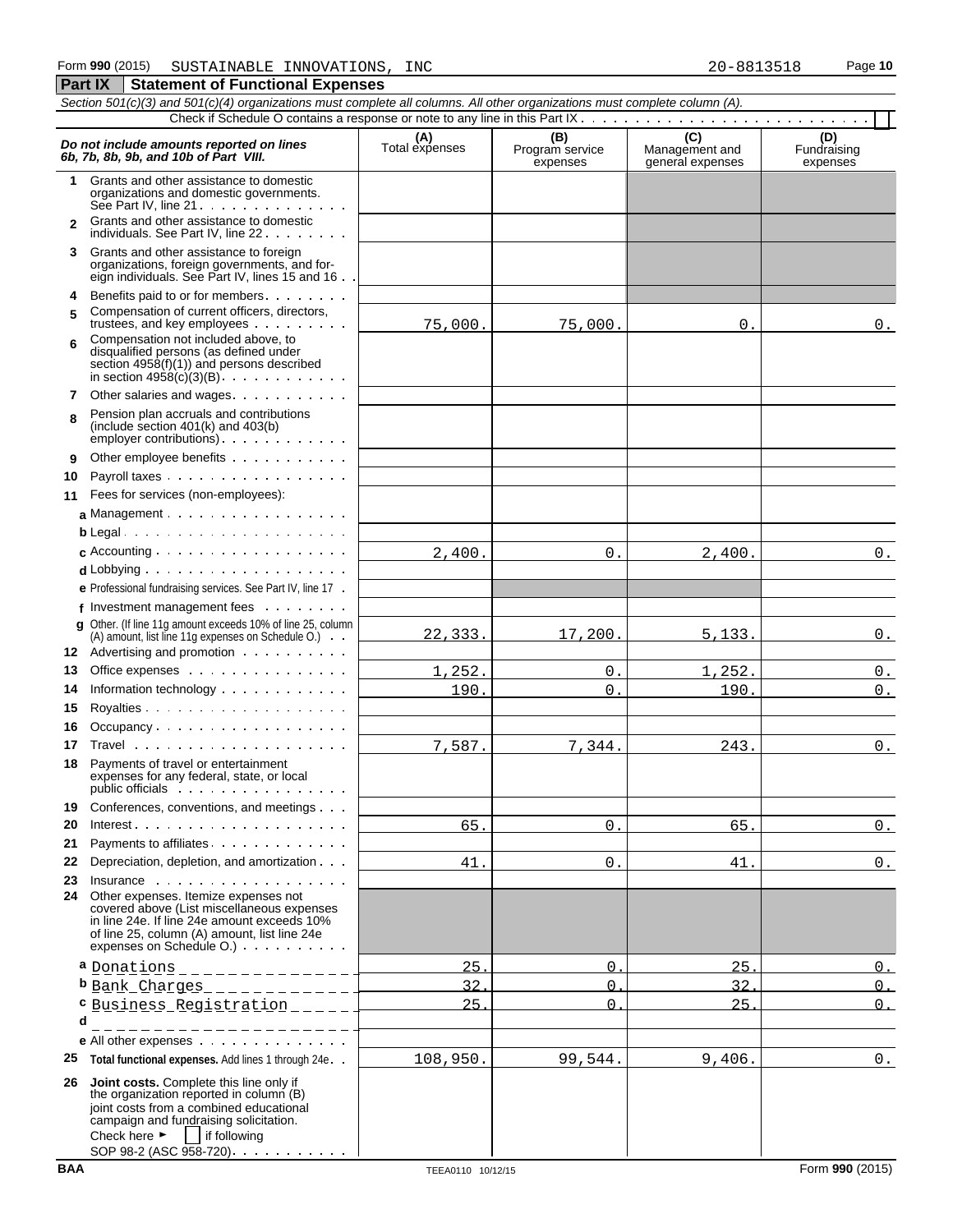Form **990** (2015) SUSTAINABLE INNOVATIONS, INC 20-8813518

## Part IX Statement of Functional Expenses

*Section 501(c)(3) and 501(c)(4) organizations must complete all columns. All other organizations must complete column (A).*

Check if Schedule O contains a response or note to any line in this Part IX ☐

| *Do not include amounts reported on lines 6b, 7b, 8b, 9b, and 10b of Part VIII.* | (A) Total expenses | (B) Program service expenses | (C) Management and general expenses | (D) Fundraising expenses |
|---|---|---|---|---|
| 1 Grants and other assistance to domestic organizations and domestic governments. See Part IV, line 21 | | | | |
| 2 Grants and other assistance to domestic individuals. See Part IV, line 22 | | | | |
| 3 Grants and other assistance to foreign organizations, foreign governments, and foreign individuals. See Part IV, lines 15 and 16 | | | | |
| 4 Benefits paid to or for members | | | | |
| 5 Compensation of current officers, directors, trustees, and key employees | 75,000. | 75,000. | 0. | 0. |
| 6 Compensation not included above, to disqualified persons (as defined under section 4958(f)(1)) and persons described in section 4958(c)(3)(B) | | | | |
| 7 Other salaries and wages | | | | |
| 8 Pension plan accruals and contributions (include section 401(k) and 403(b) employer contributions) | | | | |
| 9 Other employee benefits | | | | |
| 10 Payroll taxes | | | | |
| 11 Fees for services (non-employees): | | | | |
| a Management | | | | |
| b Legal | | | | |
| c Accounting | 2,400. | 0. | 2,400. | 0. |
| d Lobbying | | | | |
| e Professional fundraising services. See Part IV, line 17 | | | | |
| f Investment management fees | | | | |
| g Other. (If line 11g amount exceeds 10% of line 25, column (A) amount, list line 11g expenses on Schedule O.) | 22,333. | 17,200. | 5,133. | 0. |
| 12 Advertising and promotion | | | | |
| 13 Office expenses | 1,252. | 0. | 1,252. | 0. |
| 14 Information technology | 190. | 0. | 190. | 0. |
| 15 Royalties | | | | |
| 16 Occupancy | | | | |
| 17 Travel | 7,587. | 7,344. | 243. | 0. |
| 18 Payments of travel or entertainment expenses for any federal, state, or local public officials | | | | |
| 19 Conferences, conventions, and meetings | | | | |
| 20 Interest | 65. | 0. | 65. | 0. |
| 21 Payments to affiliates | | | | |
| 22 Depreciation, depletion, and amortization | 41. | 0. | 41. | 0. |
| 23 Insurance | | | | |
| 24 Other expenses. Itemize expenses not covered above (List miscellaneous expenses in line 24e. If line 24e amount exceeds 10% of line 25, column (A) amount, list line 24e expenses on Schedule O.) | | | | |
| a Donations | 25. | 0. | 25. | 0. |
| b Bank Charges | 32. | 0. | 32. | 0. |
| c Business Registration | 25. | 0. | 25. | 0. |
| d | | | | |
| e All other expenses | | | | |
| 25 **Total functional expenses.** Add lines 1 through 24e | 108,950. | 99,544. | 9,406. | 0. |
| 26 **Joint costs.** Complete this line only if the organization reported in column (B) joint costs from a combined educational campaign and fundraising solicitation. Check here ► ☐ if following SOP 98-2 (ASC 958-720) | | | | |

BAA TEEA0110 10/12/15 Form **990** (2015)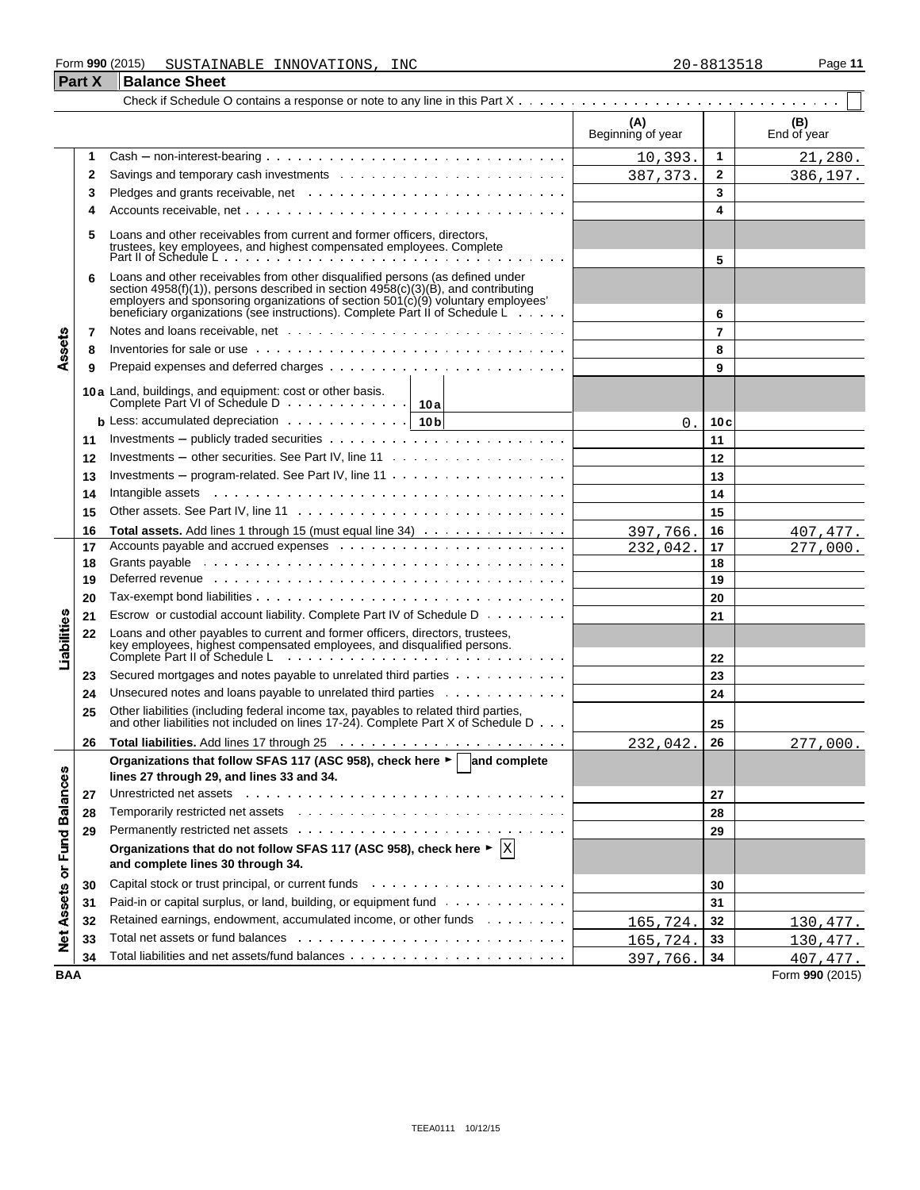Form **990** (2015) SUSTAINABLE INNOVATIONS, INC 20-8813518

## Part X Balance Sheet

Check if Schedule O contains a response or note to any line in this Part X . . . . . . . . . . . . . . . . . . . . . . . . . . . . ☐

| | | | (A) Beginning of year | | (B) End of year |
|---|---|---|---|---|---|
| **Assets** | 1 | Cash – non-interest-bearing | 10,393. | 1 | 21,280. |
| | 2 | Savings and temporary cash investments | 387,373. | 2 | 386,197. |
| | 3 | Pledges and grants receivable, net | | 3 | |
| | 4 | Accounts receivable, net | | 4 | |
| | 5 | Loans and other receivables from current and former officers, directors, trustees, key employees, and highest compensated employees. Complete Part II of Schedule L | | 5 | |
| | 6 | Loans and other receivables from other disqualified persons (as defined under section 4958(f)(1)), persons described in section 4958(c)(3)(B), and contributing employers and sponsoring organizations of section 501(c)(9) voluntary employees' beneficiary organizations (see instructions). Complete Part II of Schedule L | | 6 | |
| | 7 | Notes and loans receivable, net | | 7 | |
| | 8 | Inventories for sale or use | | 8 | |
| | 9 | Prepaid expenses and deferred charges | | 9 | |
| | 10a | Land, buildings, and equipment: cost or other basis. Complete Part VI of Schedule D . . . 10a | | | |
| | b | Less: accumulated depreciation . . . 10b | 0. | 10c | |
| | 11 | Investments – publicly traded securities | | 11 | |
| | 12 | Investments – other securities. See Part IV, line 11 | | 12 | |
| | 13 | Investments – program-related. See Part IV, line 11 | | 13 | |
| | 14 | Intangible assets | | 14 | |
| | 15 | Other assets. See Part IV, line 11 | | 15 | |
| | 16 | **Total assets.** Add lines 1 through 15 (must equal line 34) | 397,766. | 16 | 407,477. |
| **Liabilities** | 17 | Accounts payable and accrued expenses | 232,042. | 17 | 277,000. |
| | 18 | Grants payable | | 18 | |
| | 19 | Deferred revenue | | 19 | |
| | 20 | Tax-exempt bond liabilities | | 20 | |
| | 21 | Escrow or custodial account liability. Complete Part IV of Schedule D | | 21 | |
| | 22 | Loans and other payables to current and former officers, directors, trustees, key employees, highest compensated employees, and disqualified persons. Complete Part II of Schedule L | | 22 | |
| | 23 | Secured mortgages and notes payable to unrelated third parties | | 23 | |
| | 24 | Unsecured notes and loans payable to unrelated third parties | | 24 | |
| | 25 | Other liabilities (including federal income tax, payables to related third parties, and other liabilities not included on lines 17-24). Complete Part X of Schedule D | | 25 | |
| | 26 | **Total liabilities.** Add lines 17 through 25 | 232,042. | 26 | 277,000. |
| **Net Assets or Fund Balances** | | **Organizations that follow SFAS 117 (ASC 958), check here ► ☐ and complete lines 27 through 29, and lines 33 and 34.** | | | |
| | 27 | Unrestricted net assets | | 27 | |
| | 28 | Temporarily restricted net assets | | 28 | |
| | 29 | Permanently restricted net assets | | 29 | |
| | | **Organizations that do not follow SFAS 117 (ASC 958), check here ► ☒ and complete lines 30 through 34.** | | | |
| | 30 | Capital stock or trust principal, or current funds | | 30 | |
| | 31 | Paid-in or capital surplus, or land, building, or equipment fund | | 31 | |
| | 32 | Retained earnings, endowment, accumulated income, or other funds | 165,724. | 32 | 130,477. |
| | 33 | Total net assets or fund balances | 165,724. | 33 | 130,477. |
| | 34 | Total liabilities and net assets/fund balances | 397,766. | 34 | 407,477. |

BAA Form **990** (2015)

TEEA0111 10/12/15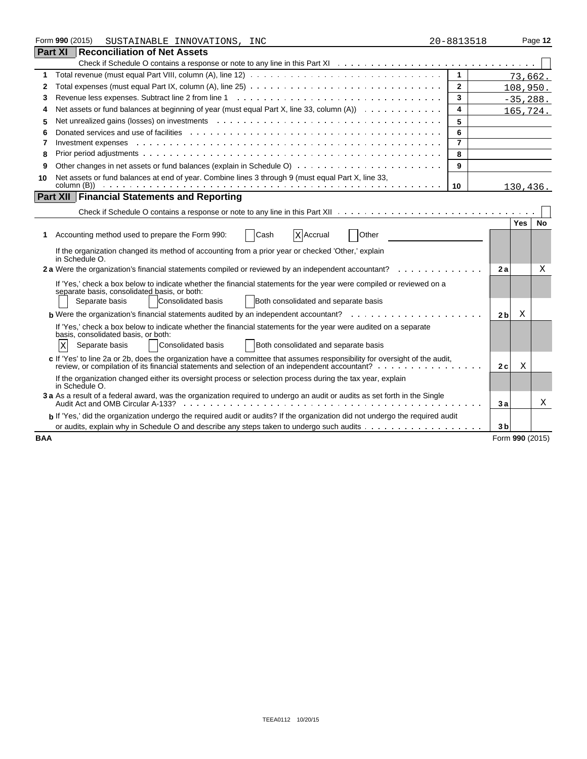Form **990** (2015) SUSTAINABLE INNOVATIONS, INC 20-8813518 Page **12**

## Part XI Reconciliation of Net Assets

Check if Schedule O contains a response or note to any line in this Part XI . . . . . . . . . . . . . . . . . . . . . . . . . . . . . . ☐

| | | | |
|---|---|---|---|
| 1 | Total revenue (must equal Part VIII, column (A), line 12) | 1 | 73,662. |
| 2 | Total expenses (must equal Part IX, column (A), line 25) | 2 | 108,950. |
| 3 | Revenue less expenses. Subtract line 2 from line 1 | 3 | -35,288. |
| 4 | Net assets or fund balances at beginning of year (must equal Part X, line 33, column (A)) | 4 | 165,724. |
| 5 | Net unrealized gains (losses) on investments | 5 | |
| 6 | Donated services and use of facilities | 6 | |
| 7 | Investment expenses | 7 | |
| 8 | Prior period adjustments | 8 | |
| 9 | Other changes in net assets or fund balances (explain in Schedule O) | 9 | |
| 10 | Net assets or fund balances at end of year. Combine lines 3 through 9 (must equal Part X, line 33, column (B)) | 10 | 130,436. |

## Part XII Financial Statements and Reporting

Check if Schedule O contains a response or note to any line in this Part XII . . . . . . . . . . . . . . . . . . . . . . . . . . . . . ☐

| | | | Yes | No |
|---|---|---|---|---|
| 1 | Accounting method used to prepare the Form 990: ☐ Cash ☒ Accrual ☐ Other | | | |
| | If the organization changed its method of accounting from a prior year or checked 'Other,' explain in Schedule O. | | | |
| 2a | Were the organization's financial statements compiled or reviewed by an independent accountant? | 2a | | X |
| | If 'Yes,' check a box below to indicate whether the financial statements for the year were compiled or reviewed on a separate basis, consolidated basis, or both: ☐ Separate basis ☐ Consolidated basis ☐ Both consolidated and separate basis | | | |
| b | Were the organization's financial statements audited by an independent accountant? | 2b | X | |
| | If 'Yes,' check a box below to indicate whether the financial statements for the year were audited on a separate basis, consolidated basis, or both: ☒ Separate basis ☐ Consolidated basis ☐ Both consolidated and separate basis | | | |
| c | If 'Yes' to line 2a or 2b, does the organization have a committee that assumes responsibility for oversight of the audit, review, or compilation of its financial statements and selection of an independent accountant? | 2c | X | |
| | If the organization changed either its oversight process or selection process during the tax year, explain in Schedule O. | | | |
| 3a | As a result of a federal award, was the organization required to undergo an audit or audits as set forth in the Single Audit Act and OMB Circular A-133? | 3a | | X |
| b | If 'Yes,' did the organization undergo the required audit or audits? If the organization did not undergo the required audit or audits, explain why in Schedule O and describe any steps taken to undergo such audits | 3b | | |

BAA Form **990** (2015)

TEEA0112 10/20/15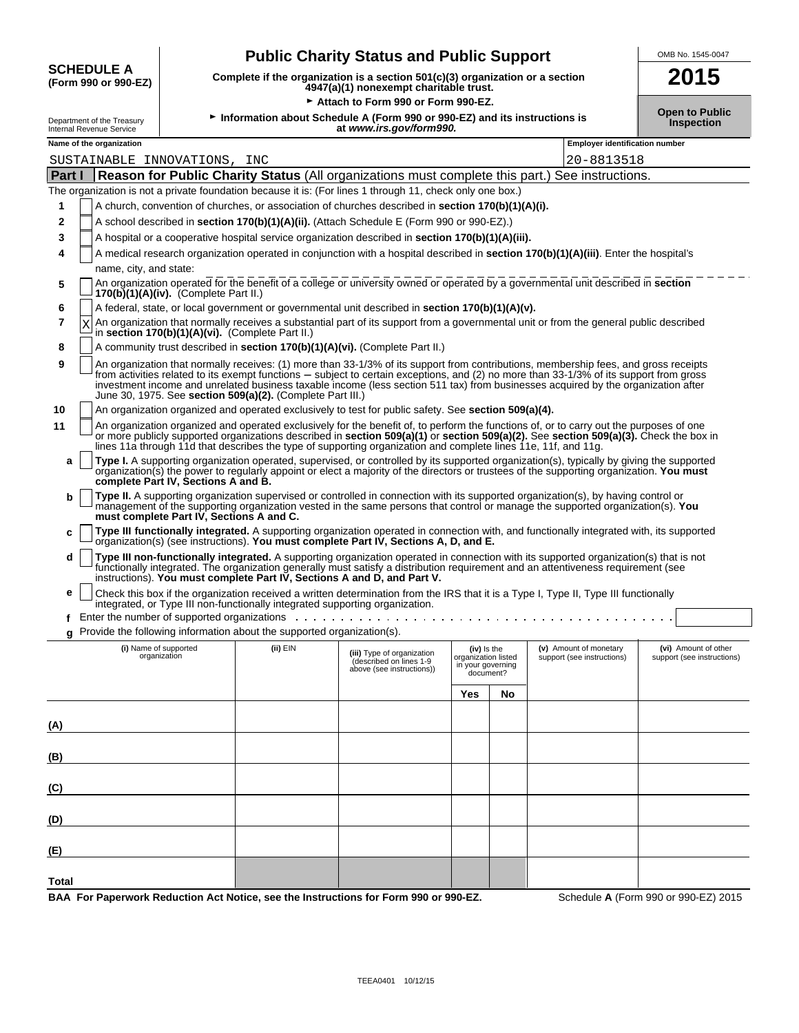**SCHEDULE A**
**(Form 990 or 990-EZ)**

Department of the Treasury
Internal Revenue Service

# Public Charity Status and Public Support

**Complete if the organization is a section 501(c)(3) organization or a section 4947(a)(1) nonexempt charitable trust.**

► **Attach to Form 990 or Form 990-EZ.**

► **Information about Schedule A (Form 990 or 990-EZ) and its instructions is at *www.irs.gov/form990.***

OMB No. 1545-0047

**2015**

**Open to Public Inspection**

**Name of the organization:** SUSTAINABLE INNOVATIONS, INC

**Employer identification number:** 20-8813518

## Part I — Reason for Public Charity Status (All organizations must complete this part.) See instructions.

The organization is not a private foundation because it is: (For lines 1 through 11, check only one box.)

1. [ ] A church, convention of churches, or association of churches described in **section 170(b)(1)(A)(i).**
2. [ ] A school described in **section 170(b)(1)(A)(ii).** (Attach Schedule E (Form 990 or 990-EZ).)
3. [ ] A hospital or a cooperative hospital service organization described in **section 170(b)(1)(A)(iii).**
4. [ ] A medical research organization operated in conjunction with a hospital described in **section 170(b)(1)(A)(iii)**. Enter the hospital's name, city, and state:
5. [ ] An organization operated for the benefit of a college or university owned or operated by a governmental unit described in **section 170(b)(1)(A)(iv).** (Complete Part II.)
6. [ ] A federal, state, or local government or governmental unit described in **section 170(b)(1)(A)(v).**
7. [X] An organization that normally receives a substantial part of its support from a governmental unit or from the general public described in **section 170(b)(1)(A)(vi).** (Complete Part II.)
8. [ ] A community trust described in **section 170(b)(1)(A)(vi).** (Complete Part II.)
9. [ ] An organization that normally receives: (1) more than 33-1/3% of its support from contributions, membership fees, and gross receipts from activities related to its exempt functions – subject to certain exceptions, and (2) no more than 33-1/3% of its support from gross investment income and unrelated business taxable income (less section 511 tax) from businesses acquired by the organization after June 30, 1975. See **section 509(a)(2).** (Complete Part III.)
10. [ ] An organization organized and operated exclusively to test for public safety. See **section 509(a)(4).**
11. [ ] An organization organized and operated exclusively for the benefit of, to perform the functions of, or to carry out the purposes of one or more publicly supported organizations described in **section 509(a)(1)** or **section 509(a)(2).** See **section 509(a)(3).** Check the box in lines 11a through 11d that describes the type of supporting organization and complete lines 11e, 11f, and 11g.
   - **a** [ ] **Type I.** A supporting organization operated, supervised, or controlled by its supported organization(s), typically by giving the supported organization(s) the power to regularly appoint or elect a majority of the directors or trustees of the supporting organization. **You must complete Part IV, Sections A and B.**
   - **b** [ ] **Type II.** A supporting organization supervised or controlled in connection with its supported organization(s), by having control or management of the supporting organization vested in the same persons that control or manage the supported organization(s). **You must complete Part IV, Sections A and C.**
   - **c** [ ] **Type III functionally integrated.** A supporting organization operated in connection with, and functionally integrated with, its supported organization(s) (see instructions). **You must complete Part IV, Sections A, D, and E.**
   - **d** [ ] **Type III non-functionally integrated.** A supporting organization operated in connection with its supported organization(s) that is not functionally integrated. The organization generally must satisfy a distribution requirement and an attentiveness requirement (see instructions). **You must complete Part IV, Sections A and D, and Part V.**
   - **e** [ ] Check this box if the organization received a written determination from the IRS that it is a Type I, Type II, Type III functionally integrated, or Type III non-functionally integrated supporting organization.
   - **f** Enter the number of supported organizations
   - **g** Provide the following information about the supported organization(s).

| (i) Name of supported organization | (ii) EIN | (iii) Type of organization (described on lines 1-9 above (see instructions)) | (iv) Is the organization listed in your governing document? | | (v) Amount of monetary support (see instructions) | (vi) Amount of other support (see instructions) |
|---|---|---|---|---|---|---|
| | | | Yes | No | | |
| (A) | | | | | | |
| (B) | | | | | | |
| (C) | | | | | | |
| (D) | | | | | | |
| (E) | | | | | | |
| Total | | | | | | |

**BAA For Paperwork Reduction Act Notice, see the Instructions for Form 990 or 990-EZ.** Schedule **A** (Form 990 or 990-EZ) 2015

TEEA0401 10/12/15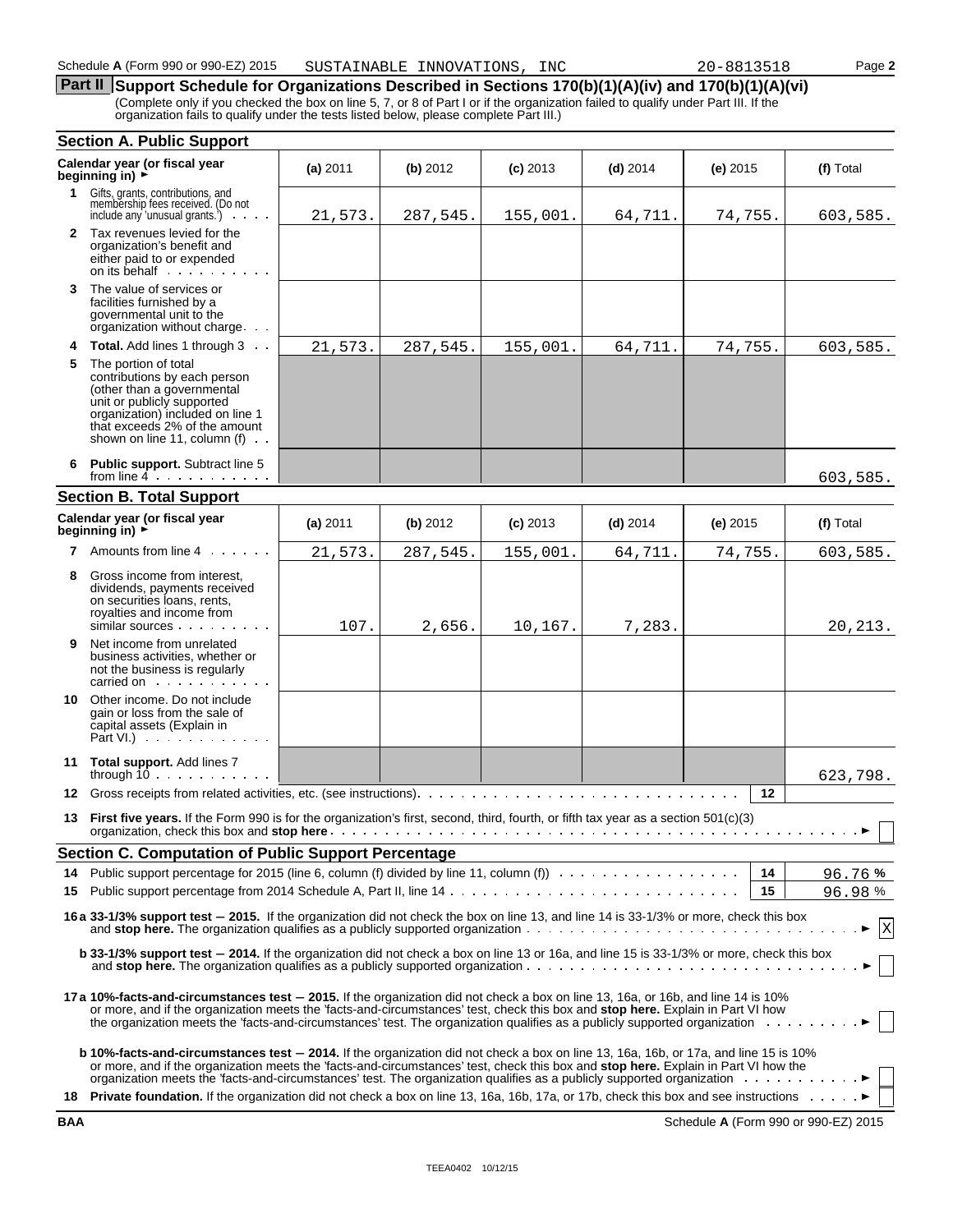Schedule A (Form 990 or 990-EZ) 2015 SUSTAINABLE INNOVATIONS, INC 20-8813518 Page 2

## Part II Support Schedule for Organizations Described in Sections 170(b)(1)(A)(iv) and 170(b)(1)(A)(vi)

(Complete only if you checked the box on line 5, 7, or 8 of Part I or if the organization failed to qualify under Part III. If the organization fails to qualify under the tests listed below, please complete Part III.)

### Section A. Public Support

| Calendar year (or fiscal year beginning in) ► | (a) 2011 | (b) 2012 | (c) 2013 | (d) 2014 | (e) 2015 | (f) Total |
|---|---|---|---|---|---|---|
| 1 Gifts, grants, contributions, and membership fees received. (Do not include any 'unusual grants.') | 21,573. | 287,545. | 155,001. | 64,711. | 74,755. | 603,585. |
| 2 Tax revenues levied for the organization's benefit and either paid to or expended on its behalf | | | | | | |
| 3 The value of services or facilities furnished by a governmental unit to the organization without charge | | | | | | |
| 4 **Total.** Add lines 1 through 3 | 21,573. | 287,545. | 155,001. | 64,711. | 74,755. | 603,585. |
| 5 The portion of total contributions by each person (other than a governmental unit or publicly supported organization) included on line 1 that exceeds 2% of the amount shown on line 11, column (f) | | | | | | |
| 6 **Public support.** Subtract line 5 from line 4 | | | | | | 603,585. |

### Section B. Total Support

| Calendar year (or fiscal year beginning in) ► | (a) 2011 | (b) 2012 | (c) 2013 | (d) 2014 | (e) 2015 | (f) Total |
|---|---|---|---|---|---|---|
| 7 Amounts from line 4 | 21,573. | 287,545. | 155,001. | 64,711. | 74,755. | 603,585. |
| 8 Gross income from interest, dividends, payments received on securities loans, rents, royalties and income from similar sources | 107. | 2,656. | 10,167. | 7,283. | | 20,213. |
| 9 Net income from unrelated business activities, whether or not the business is regularly carried on | | | | | | |
| 10 Other income. Do not include gain or loss from the sale of capital assets (Explain in Part VI.) | | | | | | |
| 11 **Total support.** Add lines 7 through 10 | | | | | | 623,798. |

12 Gross receipts from related activities, etc. (see instructions) | 12 |

13 **First five years.** If the Form 990 is for the organization's first, second, third, fourth, or fifth tax year as a section 501(c)(3) organization, check this box and **stop here** ► ☐

### Section C. Computation of Public Support Percentage

14 Public support percentage for 2015 (line 6, column (f) divided by line 11, column (f)) | 14 | 96.76 %

15 Public support percentage from 2014 Schedule A, Part II, line 14 | 15 | 96.98 %

**16a 33-1/3% support test – 2015.** If the organization did not check the box on line 13, and line 14 is 33-1/3% or more, check this box and **stop here.** The organization qualifies as a publicly supported organization ► ☒

**b 33-1/3% support test – 2014.** If the organization did not check a box on line 13 or 16a, and line 15 is 33-1/3% or more, check this box and **stop here.** The organization qualifies as a publicly supported organization ► ☐

**17a 10%-facts-and-circumstances test – 2015.** If the organization did not check a box on line 13, 16a, or 16b, and line 14 is 10% or more, and if the organization meets the 'facts-and-circumstances' test, check this box and **stop here.** Explain in Part VI how the organization meets the 'facts-and-circumstances' test. The organization qualifies as a publicly supported organization ► ☐

**b 10%-facts-and-circumstances test – 2014.** If the organization did not check a box on line 13, 16a, 16b, or 17a, and line 15 is 10% or more, and if the organization meets the 'facts-and-circumstances' test, check this box and **stop here.** Explain in Part VI how the organization meets the 'facts-and-circumstances' test. The organization qualifies as a publicly supported organization ► ☐

18 **Private foundation.** If the organization did not check a box on line 13, 16a, 16b, 17a, or 17b, check this box and see instructions ► ☐

BAA Schedule A (Form 990 or 990-EZ) 2015

TEEA0402 10/12/15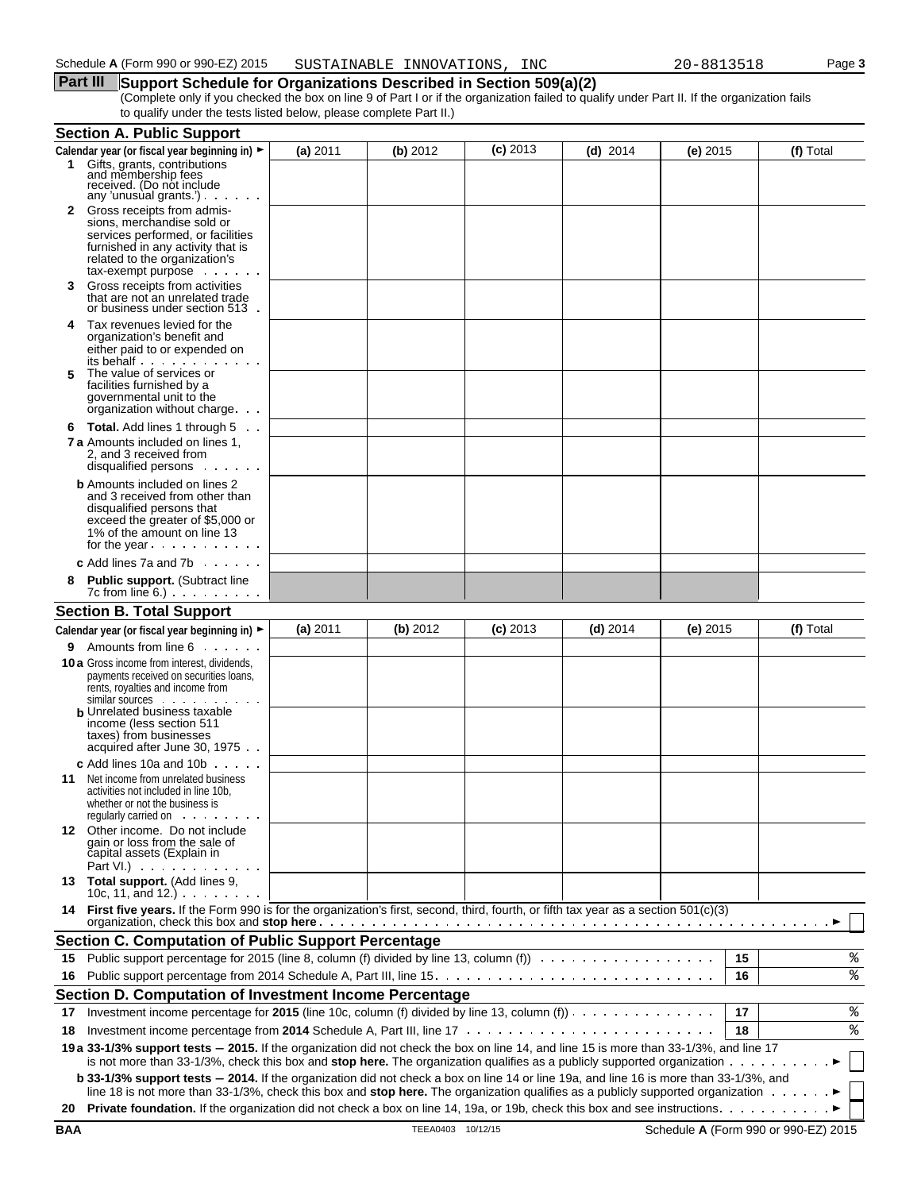Schedule A (Form 990 or 990-EZ) 2015    SUSTAINABLE INNOVATIONS, INC    20-8813518

## Part III Support Schedule for Organizations Described in Section 509(a)(2)

(Complete only if you checked the box on line 9 of Part I or if the organization failed to qualify under Part II. If the organization fails to qualify under the tests listed below, please complete Part II.)

### Section A. Public Support

| Calendar year (or fiscal year beginning in) ► | (a) 2011 | (b) 2012 | (c) 2013 | (d) 2014 | (e) 2015 | (f) Total |
|---|---|---|---|---|---|---|
| **1** Gifts, grants, contributions and membership fees received. (Do not include any 'unusual grants.') | | | | | | |
| **2** Gross receipts from admissions, merchandise sold or services performed, or facilities furnished in any activity that is related to the organization's tax-exempt purpose | | | | | | |
| **3** Gross receipts from activities that are not an unrelated trade or business under section 513 | | | | | | |
| **4** Tax revenues levied for the organization's benefit and either paid to or expended on its behalf | | | | | | |
| **5** The value of services or facilities furnished by a governmental unit to the organization without charge | | | | | | |
| **6 Total.** Add lines 1 through 5 | | | | | | |
| **7a** Amounts included on lines 1, 2, and 3 received from disqualified persons | | | | | | |
| **b** Amounts included on lines 2 and 3 received from other than disqualified persons that exceed the greater of $5,000 or 1% of the amount on line 13 for the year | | | | | | |
| **c** Add lines 7a and 7b | | | | | | |
| **8 Public support.** (Subtract line 7c from line 6.) | | | | | | |

### Section B. Total Support

| Calendar year (or fiscal year beginning in) ► | (a) 2011 | (b) 2012 | (c) 2013 | (d) 2014 | (e) 2015 | (f) Total |
|---|---|---|---|---|---|---|
| **9** Amounts from line 6 | | | | | | |
| **10a** Gross income from interest, dividends, payments received on securities loans, rents, royalties and income from similar sources | | | | | | |
| **b** Unrelated business taxable income (less section 511 taxes) from businesses acquired after June 30, 1975 | | | | | | |
| **c** Add lines 10a and 10b | | | | | | |
| **11** Net income from unrelated business activities not included in line 10b, whether or not the business is regularly carried on | | | | | | |
| **12** Other income. Do not include gain or loss from the sale of capital assets (Explain in Part VI.) | | | | | | |
| **13 Total support.** (Add lines 9, 10c, 11, and 12.) | | | | | | |

**14 First five years.** If the Form 990 is for the organization's first, second, third, fourth, or fifth tax year as a section 501(c)(3) organization, check this box and **stop here** ► ☐

### Section C. Computation of Public Support Percentage

| | | | |
|---|---|---|---|
| **15** | Public support percentage for 2015 (line 8, column (f) divided by line 13, column (f)) | 15 | % |
| **16** | Public support percentage from 2014 Schedule A, Part III, line 15 | 16 | % |

### Section D. Computation of Investment Income Percentage

| | | | |
|---|---|---|---|
| **17** | Investment income percentage for **2015** (line 10c, column (f) divided by line 13, column (f)) | 17 | % |
| **18** | Investment income percentage from **2014** Schedule A, Part III, line 17 | 18 | % |

**19a 33-1/3% support tests — 2015.** If the organization did not check the box on line 14, and line 15 is more than 33-1/3%, and line 17 is not more than 33-1/3%, check this box and **stop here.** The organization qualifies as a publicly supported organization ► ☐

**b 33-1/3% support tests — 2014.** If the organization did not check a box on line 14 or line 19a, and line 16 is more than 33-1/3%, and line 18 is not more than 33-1/3%, check this box and **stop here.** The organization qualifies as a publicly supported organization ► ☐

**20 Private foundation.** If the organization did not check a box on line 14, 19a, or 19b, check this box and see instructions ► ☐

BAA    TEEA0403 10/12/15    Schedule A (Form 990 or 990-EZ) 2015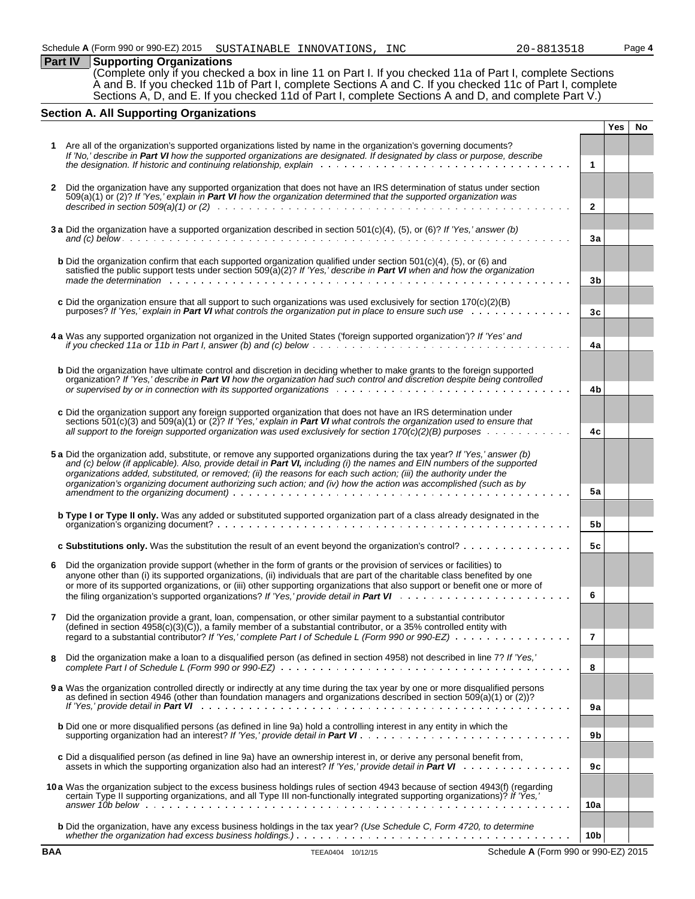Schedule A (Form 990 or 990-EZ) 2015 SUSTAINABLE INNOVATIONS, INC 20-8813518

## Part IV Supporting Organizations

(Complete only if you checked a box in line 11 on Part I. If you checked 11a of Part I, complete Sections A and B. If you checked 11b of Part I, complete Sections A and C. If you checked 11c of Part I, complete Sections A, D, and E. If you checked 11d of Part I, complete Sections A and D, and complete Part V.)

### Section A. All Supporting Organizations

| | | | Yes | No |
|---|---|---|---|---|
| 1 | Are all of the organization's supported organizations listed by name in the organization's governing documents? *If 'No,' describe in **Part VI** how the supported organizations are designated. If designated by class or purpose, describe the designation. If historic and continuing relationship, explain* | 1 | | |
| 2 | Did the organization have any supported organization that does not have an IRS determination of status under section 509(a)(1) or (2)? *If 'Yes,' explain in **Part VI** how the organization determined that the supported organization was described in section 509(a)(1) or (2)* | 2 | | |
| 3a | Did the organization have a supported organization described in section 501(c)(4), (5), or (6)? *If 'Yes,' answer (b) and (c) below* | 3a | | |
| b | Did the organization confirm that each supported organization qualified under section 501(c)(4), (5), or (6) and satisfied the public support tests under section 509(a)(2)? *If 'Yes,' describe in **Part VI** when and how the organization made the determination* | 3b | | |
| c | Did the organization ensure that all support to such organizations was used exclusively for section 170(c)(2)(B) purposes? *If 'Yes,' explain in **Part VI** what controls the organization put in place to ensure such use* | 3c | | |
| 4a | Was any supported organization not organized in the United States ('foreign supported organization')? *If 'Yes' and if you checked 11a or 11b in Part I, answer (b) and (c) below* | 4a | | |
| b | Did the organization have ultimate control and discretion in deciding whether to make grants to the foreign supported organization? *If 'Yes,' describe in **Part VI** how the organization had such control and discretion despite being controlled or supervised by or in connection with its supported organizations* | 4b | | |
| c | Did the organization support any foreign supported organization that does not have an IRS determination under sections 501(c)(3) and 509(a)(1) or (2)? *If 'Yes,' explain in **Part VI** what controls the organization used to ensure that all support to the foreign supported organization was used exclusively for section 170(c)(2)(B) purposes* | 4c | | |
| 5a | Did the organization add, substitute, or remove any supported organizations during the tax year? *If 'Yes,' answer (b) and (c) below (if applicable). Also, provide detail in **Part VI,** including (i) the names and EIN numbers of the supported organizations added, substituted, or removed; (ii) the reasons for each such action; (iii) the authority under the organization's organizing document authorizing such action; and (iv) how the action was accomplished (such as by amendment to the organizing document)* | 5a | | |
| b | **Type I or Type II only.** Was any added or substituted supported organization part of a class already designated in the organization's organizing document? | 5b | | |
| c | **Substitutions only.** Was the substitution the result of an event beyond the organization's control? | 5c | | |
| 6 | Did the organization provide support (whether in the form of grants or the provision of services or facilities) to anyone other than (i) its supported organizations, (ii) individuals that are part of the charitable class benefited by one or more of its supported organizations, or (iii) other supporting organizations that also support or benefit one or more of the filing organization's supported organizations? *If 'Yes,' provide detail in **Part VI*** | 6 | | |
| 7 | Did the organization provide a grant, loan, compensation, or other similar payment to a substantial contributor (defined in section 4958(c)(3)(C)), a family member of a substantial contributor, or a 35% controlled entity with regard to a substantial contributor? *If 'Yes,' complete Part I of Schedule L (Form 990 or 990-EZ)* | 7 | | |
| 8 | Did the organization make a loan to a disqualified person (as defined in section 4958) not described in line 7? *If 'Yes,' complete Part I of Schedule L (Form 990 or 990-EZ)* | 8 | | |
| 9a | Was the organization controlled directly or indirectly at any time during the tax year by one or more disqualified persons as defined in section 4946 (other than foundation managers and organizations described in section 509(a)(1) or (2))? *If 'Yes,' provide detail in **Part VI*** | 9a | | |
| b | Did one or more disqualified persons (as defined in line 9a) hold a controlling interest in any entity in which the supporting organization had an interest? *If 'Yes,' provide detail in **Part VI*** | 9b | | |
| c | Did a disqualified person (as defined in line 9a) have an ownership interest in, or derive any personal benefit from, assets in which the supporting organization also had an interest? *If 'Yes,' provide detail in **Part VI*** | 9c | | |
| 10a | Was the organization subject to the excess business holdings rules of section 4943 because of section 4943(f) (regarding certain Type II supporting organizations, and all Type III non-functionally integrated supporting organizations)? *If 'Yes,' answer 10b below* | 10a | | |
| b | Did the organization have any excess business holdings in the tax year? *(Use Schedule C, Form 4720, to determine whether the organization had excess business holdings.)* | 10b | | |

BAA TEEA0404 10/12/15 Schedule A (Form 990 or 990-EZ) 2015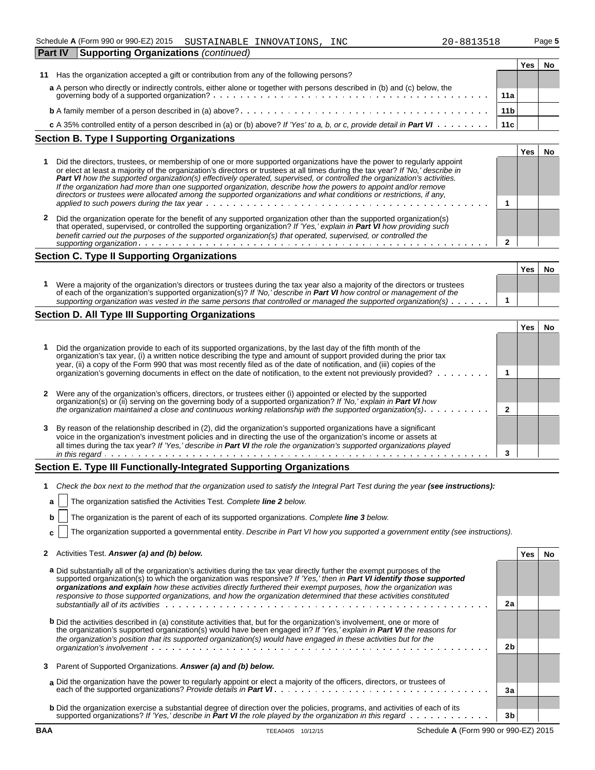Schedule A (Form 990 or 990-EZ) 2015 SUSTAINABLE INNOVATIONS, INC 20-8813518

## Part IV Supporting Organizations *(continued)*

| | | | Yes | No |
|---|---|---|---|---|
| **11** | Has the organization accepted a gift or contribution from any of the following persons? | | | |
| | **a** A person who directly or indirectly controls, either alone or together with persons described in (b) and (c) below, the governing body of a supported organization? | **11a** | | |
| | **b** A family member of a person described in (a) above? | **11b** | | |
| | **c** A 35% controlled entity of a person described in (a) or (b) above? *If 'Yes' to a, b, or c, provide detail in* ***Part VI*** | **11c** | | |

### Section B. Type I Supporting Organizations

| | | | Yes | No |
|---|---|---|---|---|
| **1** | Did the directors, trustees, or membership of one or more supported organizations have the power to regularly appoint or elect at least a majority of the organization's directors or trustees at all times during the tax year? *If 'No,' describe in* ***Part VI*** *how the supported organization(s) effectively operated, supervised, or controlled the organization's activities. If the organization had more than one supported organization, describe how the powers to appoint and/or remove directors or trustees were allocated among the supported organizations and what conditions or restrictions, if any, applied to such powers during the tax year* | **1** | | |
| **2** | Did the organization operate for the benefit of any supported organization other than the supported organization(s) that operated, supervised, or controlled the supporting organization? *If 'Yes,' explain in* ***Part VI*** *how providing such benefit carried out the purposes of the supported organization(s) that operated, supervised, or controlled the supporting organization* | **2** | | |

### Section C. Type II Supporting Organizations

| | | | Yes | No |
|---|---|---|---|---|
| **1** | Were a majority of the organization's directors or trustees during the tax year also a majority of the directors or trustees of each of the organization's supported organization(s)? *If 'No,' describe in* ***Part VI*** *how control or management of the supporting organization was vested in the same persons that controlled or managed the supported organization(s)* | **1** | | |

### Section D. All Type III Supporting Organizations

| | | | Yes | No |
|---|---|---|---|---|
| **1** | Did the organization provide to each of its supported organizations, by the last day of the fifth month of the organization's tax year, (i) a written notice describing the type and amount of support provided during the prior tax year, (ii) a copy of the Form 990 that was most recently filed as of the date of notification, and (iii) copies of the organization's governing documents in effect on the date of notification, to the extent not previously provided? | **1** | | |
| **2** | Were any of the organization's officers, directors, or trustees either (i) appointed or elected by the supported organization(s) or (ii) serving on the governing body of a supported organization? *If 'No,' explain in* ***Part VI*** *how the organization maintained a close and continuous working relationship with the supported organization(s)* | **2** | | |
| **3** | By reason of the relationship described in (2), did the organization's supported organizations have a significant voice in the organization's investment policies and in directing the use of the organization's income or assets at all times during the tax year? *If 'Yes,' describe in* ***Part VI*** *the role the organization's supported organizations played in this regard* | **3** | | |

### Section E. Type III Functionally-Integrated Supporting Organizations

**1** *Check the box next to the method that the organization used to satisfy the Integral Part Test during the year* ***(see instructions):***

**a** ☐ The organization satisfied the Activities Test. *Complete* ***line 2*** *below.*

**b** ☐ The organization is the parent of each of its supported organizations. *Complete* ***line 3*** *below.*

**c** ☐ The organization supported a governmental entity. *Describe in Part VI how you supported a government entity (see instructions).*

| | | | Yes | No |
|---|---|---|---|---|
| **2** | Activities Test. ***Answer (a) and (b) below.*** | | | |
| | **a** Did substantially all of the organization's activities during the tax year directly further the exempt purposes of the supported organization(s) to which the organization was responsive? *If 'Yes,' then in* ***Part VI identify those supported organizations and explain*** *how these activities directly furthered their exempt purposes, how the organization was responsive to those supported organizations, and how the organization determined that these activities constituted substantially all of its activities* | **2a** | | |
| | **b** Did the activities described in (a) constitute activities that, but for the organization's involvement, one or more of the organization's supported organization(s) would have been engaged in? *If 'Yes,' explain in* ***Part VI*** *the reasons for the organization's position that its supported organization(s) would have engaged in these activities but for the organization's involvement* | **2b** | | |
| **3** | Parent of Supported Organizations. ***Answer (a) and (b) below.*** | | | |
| | **a** Did the organization have the power to regularly appoint or elect a majority of the officers, directors, or trustees of each of the supported organizations? *Provide details in* ***Part VI*** | **3a** | | |
| | **b** Did the organization exercise a substantial degree of direction over the policies, programs, and activities of each of its supported organizations? *If 'Yes,' describe in* ***Part VI*** *the role played by the organization in this regard* | **3b** | | |

BAA TEEA0405 10/12/15 Schedule A (Form 990 or 990-EZ) 2015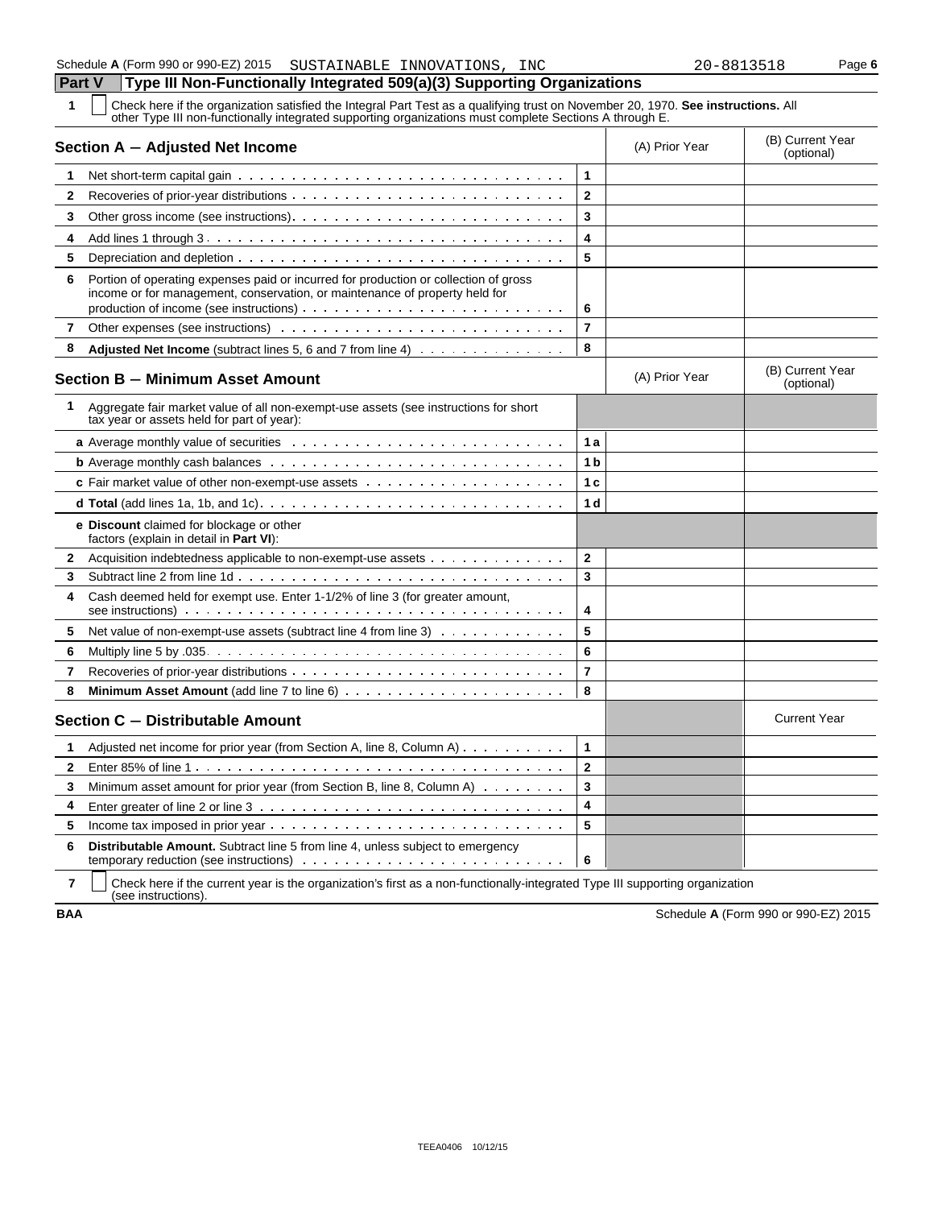Schedule **A** (Form 990 or 990-EZ) 2015 SUSTAINABLE INNOVATIONS, INC 20-8813518 Page **6**

## Part V Type III Non-Functionally Integrated 509(a)(3) Supporting Organizations

**1** ☐ Check here if the organization satisfied the Integral Part Test as a qualifying trust on November 20, 1970. **See instructions.** All other Type III non-functionally integrated supporting organizations must complete Sections A through E.

| **Section A – Adjusted Net Income** | | (A) Prior Year | (B) Current Year (optional) |
|---|---|---|---|
| **1** Net short-term capital gain | 1 | | |
| **2** Recoveries of prior-year distributions | 2 | | |
| **3** Other gross income (see instructions) | 3 | | |
| **4** Add lines 1 through 3 | 4 | | |
| **5** Depreciation and depletion | 5 | | |
| **6** Portion of operating expenses paid or incurred for production or collection of gross income or for management, conservation, or maintenance of property held for production of income (see instructions) | 6 | | |
| **7** Other expenses (see instructions) | 7 | | |
| **8** **Adjusted Net Income** (subtract lines 5, 6 and 7 from line 4) | 8 | | |

| **Section B – Minimum Asset Amount** | | (A) Prior Year | (B) Current Year (optional) |
|---|---|---|---|
| **1** Aggregate fair market value of all non-exempt-use assets (see instructions for short tax year or assets held for part of year): | | | |
| **a** Average monthly value of securities | 1a | | |
| **b** Average monthly cash balances | 1b | | |
| **c** Fair market value of other non-exempt-use assets | 1c | | |
| **d** **Total** (add lines 1a, 1b, and 1c) | 1d | | |
| **e** **Discount** claimed for blockage or other factors (explain in detail in **Part VI**): | | | |
| **2** Acquisition indebtedness applicable to non-exempt-use assets | 2 | | |
| **3** Subtract line 2 from line 1d | 3 | | |
| **4** Cash deemed held for exempt use. Enter 1-1/2% of line 3 (for greater amount, see instructions) | 4 | | |
| **5** Net value of non-exempt-use assets (subtract line 4 from line 3) | 5 | | |
| **6** Multiply line 5 by .035 | 6 | | |
| **7** Recoveries of prior-year distributions | 7 | | |
| **8** **Minimum Asset Amount** (add line 7 to line 6) | 8 | | |

| **Section C – Distributable Amount** | | | Current Year |
|---|---|---|---|
| **1** Adjusted net income for prior year (from Section A, line 8, Column A) | 1 | | |
| **2** Enter 85% of line 1 | 2 | | |
| **3** Minimum asset amount for prior year (from Section B, line 8, Column A) | 3 | | |
| **4** Enter greater of line 2 or line 3 | 4 | | |
| **5** Income tax imposed in prior year | 5 | | |
| **6** **Distributable Amount.** Subtract line 5 from line 4, unless subject to emergency temporary reduction (see instructions) | 6 | | |

**7** ☐ Check here if the current year is the organization's first as a non-functionally-integrated Type III supporting organization (see instructions).

**BAA** Schedule **A** (Form 990 or 990-EZ) 2015

TEEA0406 10/12/15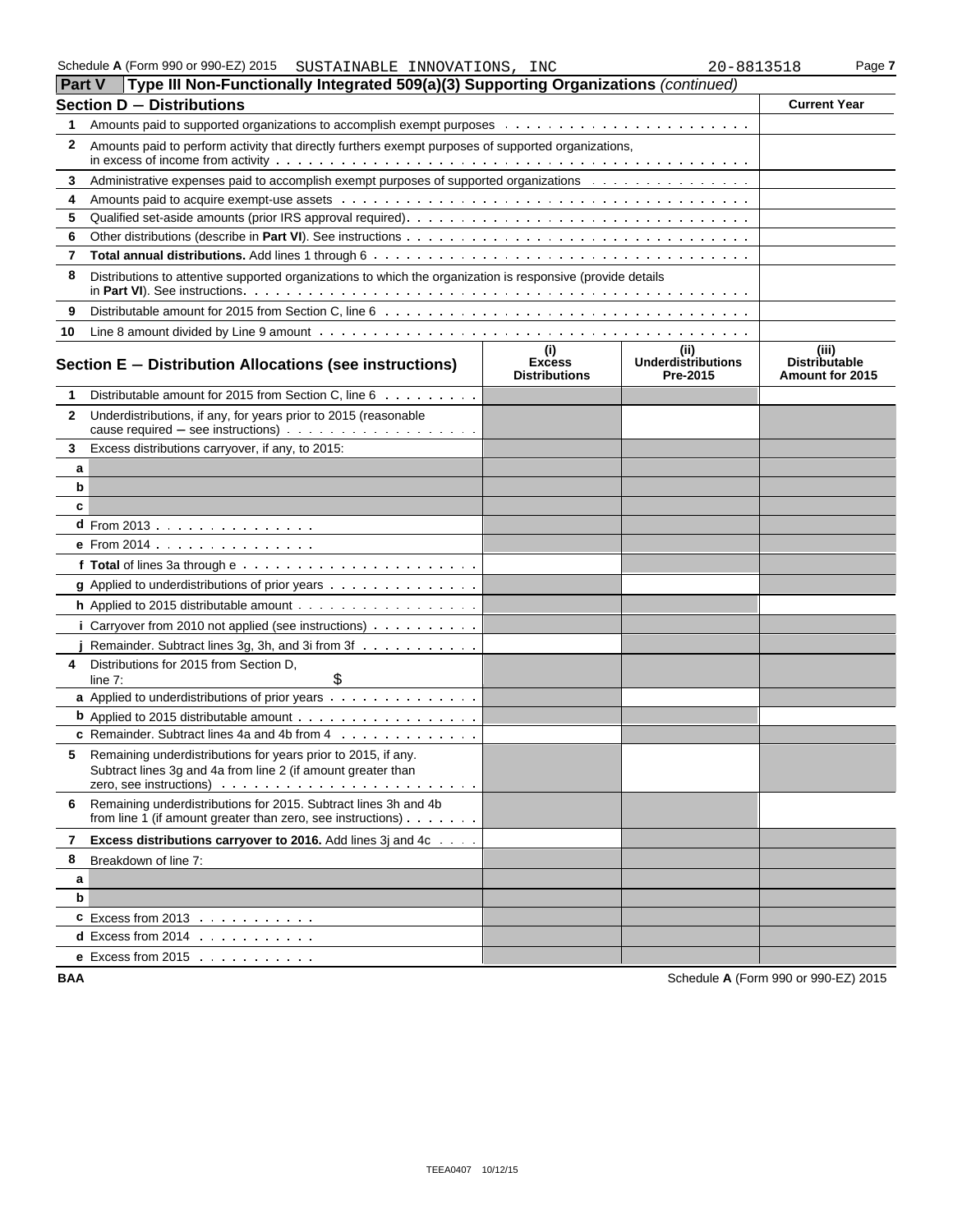Schedule A (Form 990 or 990-EZ) 2015 SUSTAINABLE INNOVATIONS, INC 20-8813518 Page 7

## Part V Type III Non-Functionally Integrated 509(a)(3) Supporting Organizations *(continued)*

| **Section D − Distributions** | | **Current Year** |
|---|---|---|
| 1 | Amounts paid to supported organizations to accomplish exempt purposes | |
| 2 | Amounts paid to perform activity that directly furthers exempt purposes of supported organizations, in excess of income from activity | |
| 3 | Administrative expenses paid to accomplish exempt purposes of supported organizations | |
| 4 | Amounts paid to acquire exempt-use assets | |
| 5 | Qualified set-aside amounts (prior IRS approval required) | |
| 6 | Other distributions (describe in **Part VI**). See instructions | |
| 7 | **Total annual distributions.** Add lines 1 through 6 | |
| 8 | Distributions to attentive supported organizations to which the organization is responsive (provide details in **Part VI**). See instructions | |
| 9 | Distributable amount for 2015 from Section C, line 6 | |
| 10 | Line 8 amount divided by Line 9 amount | |

| **Section E − Distribution Allocations (see instructions)** | | (i) Excess Distributions | (ii) Underdistributions Pre-2015 | (iii) Distributable Amount for 2015 |
|---|---|---|---|---|
| 1 | Distributable amount for 2015 from Section C, line 6 | | | |
| 2 | Underdistributions, if any, for years prior to 2015 (reasonable cause required − see instructions) | | | |
| 3 | Excess distributions carryover, if any, to 2015: | | | |
| a | | | | |
| b | | | | |
| c | | | | |
| d | From 2013 | | | |
| e | From 2014 | | | |
| f | **Total** of lines 3a through e | | | |
| g | Applied to underdistributions of prior years | | | |
| h | Applied to 2015 distributable amount | | | |
| i | Carryover from 2010 not applied (see instructions) | | | |
| j | Remainder. Subtract lines 3g, 3h, and 3i from 3f | | | |
| 4 | Distributions for 2015 from Section D, line 7: $ | | | |
| a | Applied to underdistributions of prior years | | | |
| b | Applied to 2015 distributable amount | | | |
| c | Remainder. Subtract lines 4a and 4b from 4 | | | |
| 5 | Remaining underdistributions for years prior to 2015, if any. Subtract lines 3g and 4a from line 2 (if amount greater than zero, see instructions) | | | |
| 6 | Remaining underdistributions for 2015. Subtract lines 3h and 4b from line 1 (if amount greater than zero, see instructions) | | | |
| 7 | **Excess distributions carryover to 2016.** Add lines 3j and 4c | | | |
| 8 | Breakdown of line 7: | | | |
| a | | | | |
| b | | | | |
| c | Excess from 2013 | | | |
| d | Excess from 2014 | | | |
| e | Excess from 2015 | | | |

BAA Schedule A (Form 990 or 990-EZ) 2015

TEEA0407 10/12/15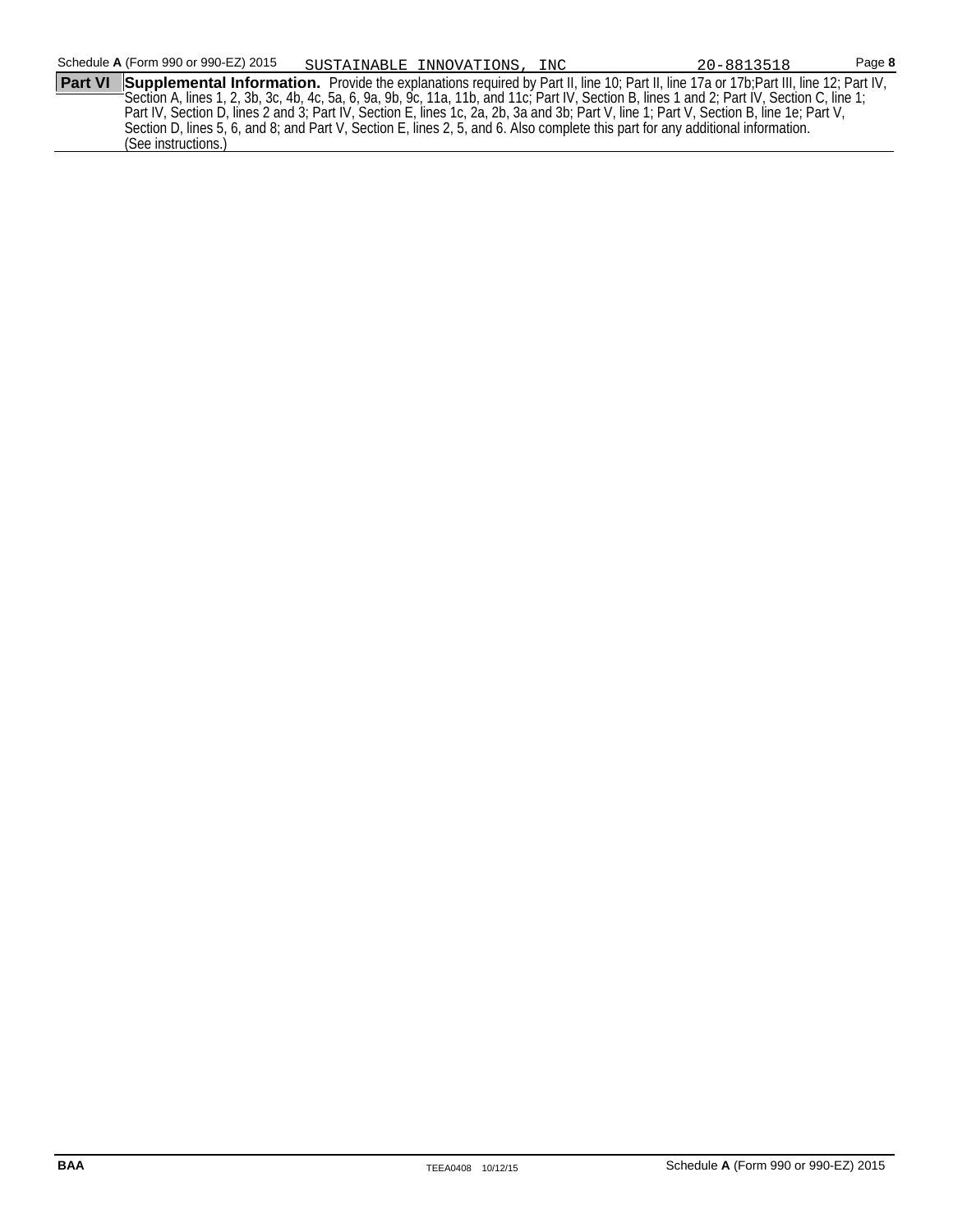Schedule **A** (Form 990 or 990-EZ) 2015 SUSTAINABLE INNOVATIONS, INC 20-8813518 Page **8**

**Part VI** **Supplemental Information.** Provide the explanations required by Part II, line 10; Part II, line 17a or 17b;Part III, line 12; Part IV, Section A, lines 1, 2, 3b, 3c, 4b, 4c, 5a, 6, 9a, 9b, 9c, 11a, 11b, and 11c; Part IV, Section B, lines 1 and 2; Part IV, Section C, line 1; Part IV, Section D, lines 2 and 3; Part IV, Section E, lines 1c, 2a, 2b, 3a and 3b; Part V, line 1; Part V, Section B, line 1e; Part V, Section D, lines 5, 6, and 8; and Part V, Section E, lines 2, 5, and 6. Also complete this part for any additional information. (See instructions.)

BAA TEEA0408 10/12/15 Schedule **A** (Form 990 or 990-EZ) 2015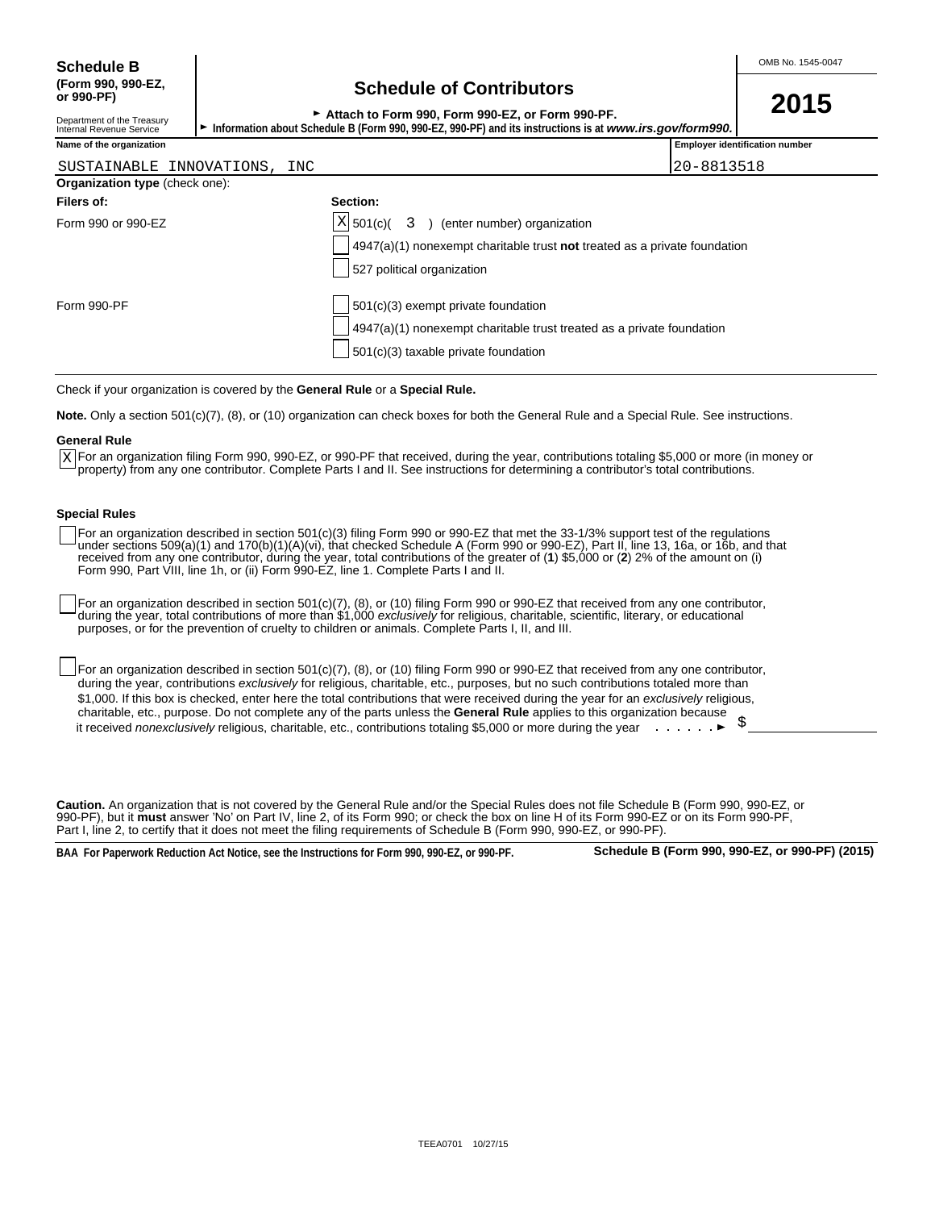**Schedule B**
**(Form 990, 990-EZ, or 990-PF)**

Department of the Treasury
Internal Revenue Service

# Schedule of Contributors

► **Attach to Form 990, Form 990-EZ, or Form 990-PF.**
► **Information about Schedule B (Form 990, 990-EZ, 990-PF) and its instructions is at *www.irs.gov/form990.***

OMB No. 1545-0047

**2015**

| Name of the organization | Employer identification number |
|---|---|
| SUSTAINABLE INNOVATIONS, INC | 20-8813518 |

**Organization type** (check one):

| **Filers of:** | **Section:** |
|---|---|
| Form 990 or 990-EZ | [X] 501(c)( 3 ) (enter number) organization |
| | [ ] 4947(a)(1) nonexempt charitable trust **not** treated as a private foundation |
| | [ ] 527 political organization |
| Form 990-PF | [ ] 501(c)(3) exempt private foundation |
| | [ ] 4947(a)(1) nonexempt charitable trust treated as a private foundation |
| | [ ] 501(c)(3) taxable private foundation |

Check if your organization is covered by the **General Rule** or a **Special Rule.**

**Note.** Only a section 501(c)(7), (8), or (10) organization can check boxes for both the General Rule and a Special Rule. See instructions.

**General Rule**

[X] For an organization filing Form 990, 990-EZ, or 990-PF that received, during the year, contributions totaling $5,000 or more (in money or property) from any one contributor. Complete Parts I and II. See instructions for determining a contributor's total contributions.

**Special Rules**

[ ] For an organization described in section 501(c)(3) filing Form 990 or 990-EZ that met the 33-1/3% support test of the regulations under sections 509(a)(1) and 170(b)(1)(A)(vi), that checked Schedule A (Form 990 or 990-EZ), Part II, line 13, 16a, or 16b, and that received from any one contributor, during the year, total contributions of the greater of (**1**) $5,000 or (**2**) 2% of the amount on (i) Form 990, Part VIII, line 1h, or (ii) Form 990-EZ, line 1. Complete Parts I and II.

[ ] For an organization described in section 501(c)(7), (8), or (10) filing Form 990 or 990-EZ that received from any one contributor, during the year, total contributions of more than $1,000 *exclusively* for religious, charitable, scientific, literary, or educational purposes, or for the prevention of cruelty to children or animals. Complete Parts I, II, and III.

[ ] For an organization described in section 501(c)(7), (8), or (10) filing Form 990 or 990-EZ that received from any one contributor, during the year, contributions *exclusively* for religious, charitable, etc., purposes, but no such contributions totaled more than $1,000. If this box is checked, enter here the total contributions that were received during the year for an *exclusively* religious, charitable, etc., purpose. Do not complete any of the parts unless the **General Rule** applies to this organization because it received *nonexclusively* religious, charitable, etc., contributions totaling $5,000 or more during the year . . . . . . ► $ ____________

**Caution.** An organization that is not covered by the General Rule and/or the Special Rules does not file Schedule B (Form 990, 990-EZ, or 990-PF), but it **must** answer 'No' on Part IV, line 2, of its Form 990; or check the box on line H of its Form 990-EZ or on its Form 990-PF, Part I, line 2, to certify that it does not meet the filing requirements of Schedule B (Form 990, 990-EZ, or 990-PF).

**BAA For Paperwork Reduction Act Notice, see the Instructions for Form 990, 990-EZ, or 990-PF.** **Schedule B (Form 990, 990-EZ, or 990-PF) (2015)**

TEEA0701 10/27/15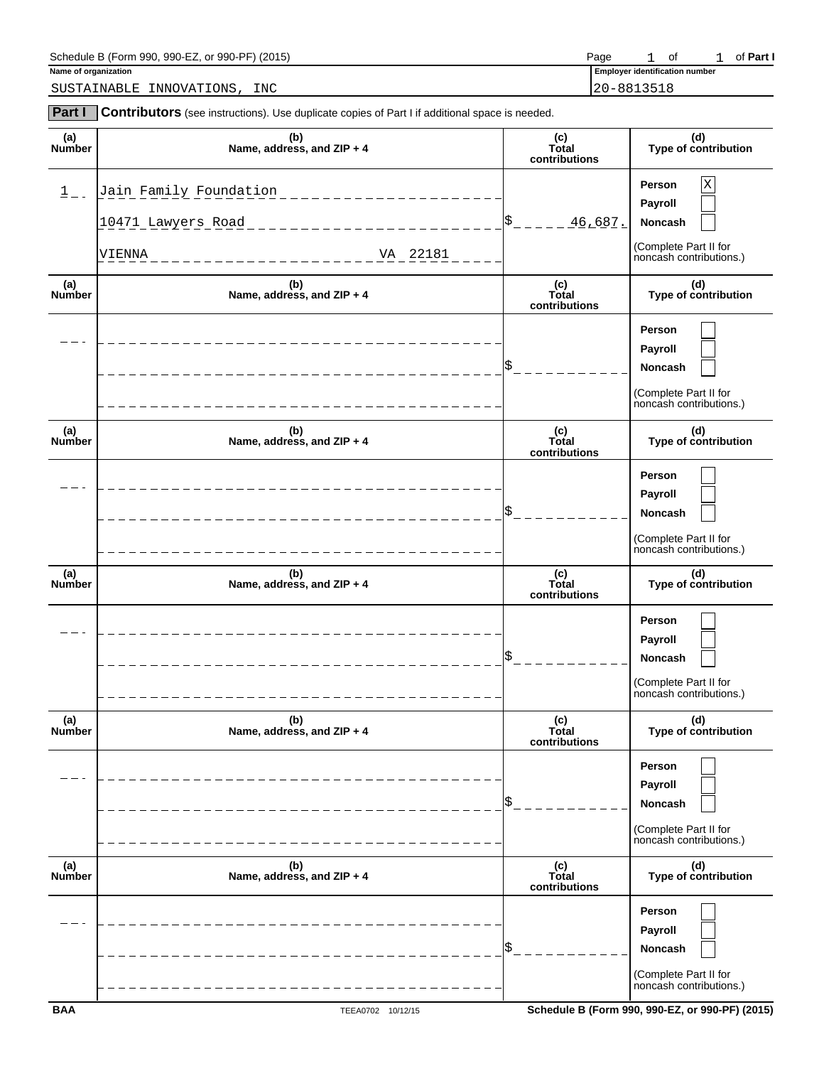Schedule B (Form 990, 990-EZ, or 990-PF) (2015) Page 1 of 1 of **Part I**

**Name of organization**

SUSTAINABLE INNOVATIONS, INC

**Employer identification number**

20-8813518

**Part I** **Contributors** (see instructions). Use duplicate copies of Part I if additional space is needed.

| (a) Number | (b) Name, address, and ZIP + 4 | (c) Total contributions | (d) Type of contribution |
|---|---|---|---|
| 1 | Jain Family Foundation<br>10471 Lawyers Road<br>VIENNA VA 22181 | $ 46,687. | Person [X]<br>Payroll [ ]<br>Noncash [ ]<br>(Complete Part II for noncash contributions.) |
| | | $ | Person [ ]<br>Payroll [ ]<br>Noncash [ ]<br>(Complete Part II for noncash contributions.) |
| | | $ | Person [ ]<br>Payroll [ ]<br>Noncash [ ]<br>(Complete Part II for noncash contributions.) |
| | | $ | Person [ ]<br>Payroll [ ]<br>Noncash [ ]<br>(Complete Part II for noncash contributions.) |
| | | $ | Person [ ]<br>Payroll [ ]<br>Noncash [ ]<br>(Complete Part II for noncash contributions.) |
| | | $ | Person [ ]<br>Payroll [ ]<br>Noncash [ ]<br>(Complete Part II for noncash contributions.) |

BAA TEEA0702 10/12/15 Schedule B (Form 990, 990-EZ, or 990-PF) (2015)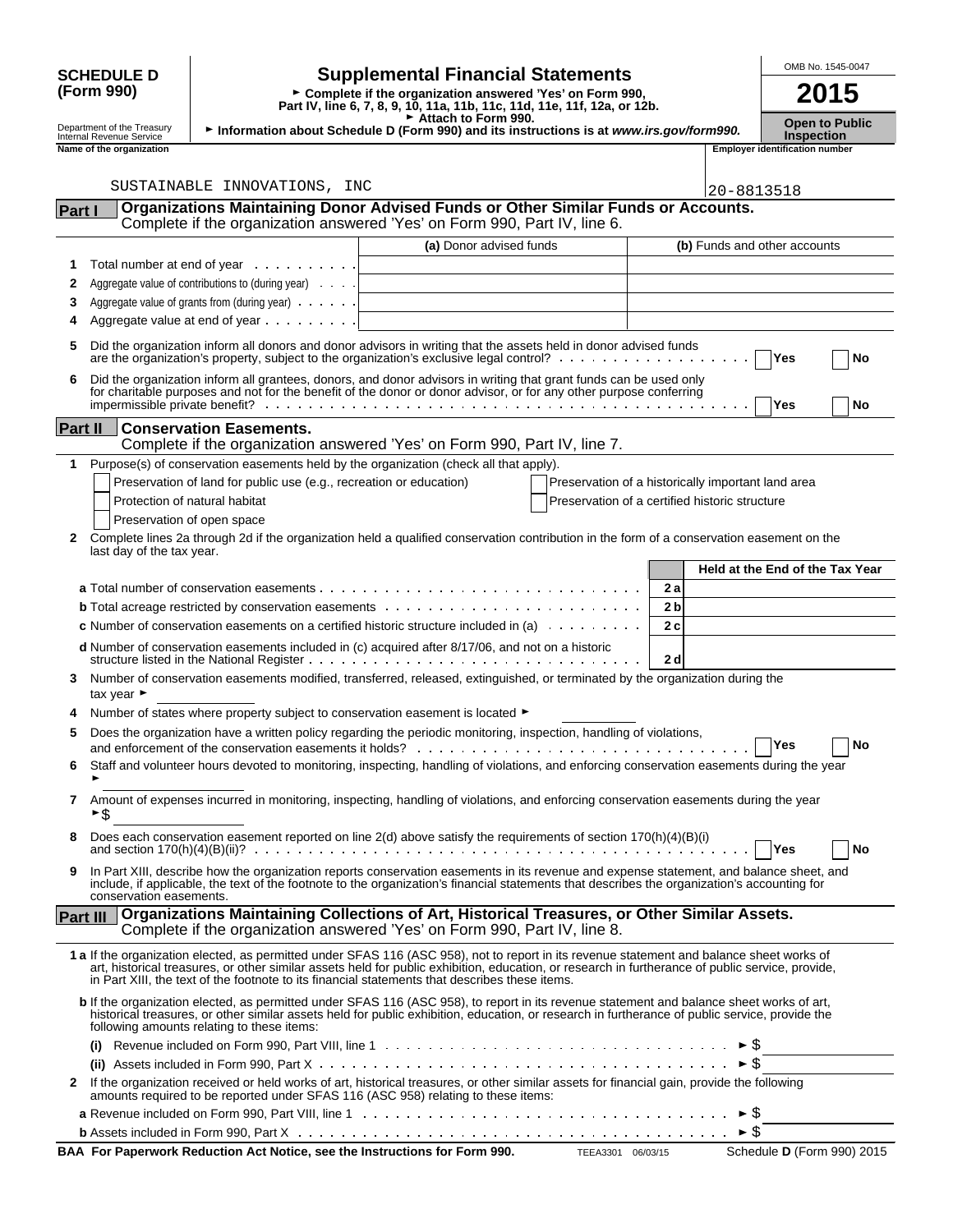**SCHEDULE D (Form 990)**

Department of the Treasury
Internal Revenue Service

# Supplemental Financial Statements

► Complete if the organization answered 'Yes' on Form 990, Part IV, line 6, 7, 8, 9, 10, 11a, 11b, 11c, 11d, 11e, 11f, 12a, or 12b.
► Attach to Form 990.
► Information about Schedule D (Form 990) and its instructions is at *www.irs.gov/form990.*

OMB No. 1545-0047

**2015**

**Open to Public Inspection**

**Name of the organization**: SUSTAINABLE INNOVATIONS, INC

**Employer identification number**: 20-8813518

## Part I Organizations Maintaining Donor Advised Funds or Other Similar Funds or Accounts.

Complete if the organization answered 'Yes' on Form 990, Part IV, line 6.

| | | (a) Donor advised funds | (b) Funds and other accounts |
|---|---|---|---|
| 1 | Total number at end of year | | |
| 2 | Aggregate value of contributions to (during year) | | |
| 3 | Aggregate value of grants from (during year) | | |
| 4 | Aggregate value at end of year | | |

5 Did the organization inform all donors and donor advisors in writing that the assets held in donor advised funds are the organization's property, subject to the organization's exclusive legal control? ☐ Yes ☐ No

6 Did the organization inform all grantees, donors, and donor advisors in writing that grant funds can be used only for charitable purposes and not for the benefit of the donor or donor advisor, or for any other purpose conferring impermissible private benefit? ☐ Yes ☐ No

## Part II Conservation Easements.

Complete if the organization answered 'Yes' on Form 990, Part IV, line 7.

1 Purpose(s) of conservation easements held by the organization (check all that apply).

- ☐ Preservation of land for public use (e.g., recreation or education)
- ☐ Protection of natural habitat
- ☐ Preservation of open space
- ☐ Preservation of a historically important land area
- ☐ Preservation of a certified historic structure

2 Complete lines 2a through 2d if the organization held a qualified conservation contribution in the form of a conservation easement on the last day of the tax year.

| | | Held at the End of the Tax Year |
|---|---|---|
| **a** Total number of conservation easements | 2a | |
| **b** Total acreage restricted by conservation easements | 2b | |
| **c** Number of conservation easements on a certified historic structure included in (a) | 2c | |
| **d** Number of conservation easements included in (c) acquired after 8/17/06, and not on a historic structure listed in the National Register | 2d | |

3 Number of conservation easements modified, transferred, released, extinguished, or terminated by the organization during the tax year ►

4 Number of states where property subject to conservation easement is located ►

5 Does the organization have a written policy regarding the periodic monitoring, inspection, handling of violations, and enforcement of the conservation easements it holds? ☐ Yes ☐ No

6 Staff and volunteer hours devoted to monitoring, inspecting, handling of violations, and enforcing conservation easements during the year ►

7 Amount of expenses incurred in monitoring, inspecting, handling of violations, and enforcing conservation easements during the year ►$

8 Does each conservation easement reported on line 2(d) above satisfy the requirements of section 170(h)(4)(B)(i) and section 170(h)(4)(B)(ii)? ☐ Yes ☐ No

9 In Part XIII, describe how the organization reports conservation easements in its revenue and expense statement, and balance sheet, and include, if applicable, the text of the footnote to the organization's financial statements that describes the organization's accounting for conservation easements.

## Part III Organizations Maintaining Collections of Art, Historical Treasures, or Other Similar Assets.

Complete if the organization answered 'Yes' on Form 990, Part IV, line 8.

1a If the organization elected, as permitted under SFAS 116 (ASC 958), not to report in its revenue statement and balance sheet works of art, historical treasures, or other similar assets held for public exhibition, education, or research in furtherance of public service, provide, in Part XIII, the text of the footnote to its financial statements that describes these items.

**b** If the organization elected, as permitted under SFAS 116 (ASC 958), to report in its revenue statement and balance sheet works of art, historical treasures, or other similar assets held for public exhibition, education, or research in furtherance of public service, provide the following amounts relating to these items:

(i) Revenue included on Form 990, Part VIII, line 1 ► $

(ii) Assets included in Form 990, Part X ► $

2 If the organization received or held works of art, historical treasures, or other similar assets for financial gain, provide the following amounts required to be reported under SFAS 116 (ASC 958) relating to these items:

**a** Revenue included on Form 990, Part VIII, line 1 ► $

**b** Assets included in Form 990, Part X ► $

**BAA For Paperwork Reduction Act Notice, see the Instructions for Form 990.** TEEA3301 06/03/15 Schedule **D** (Form 990) 2015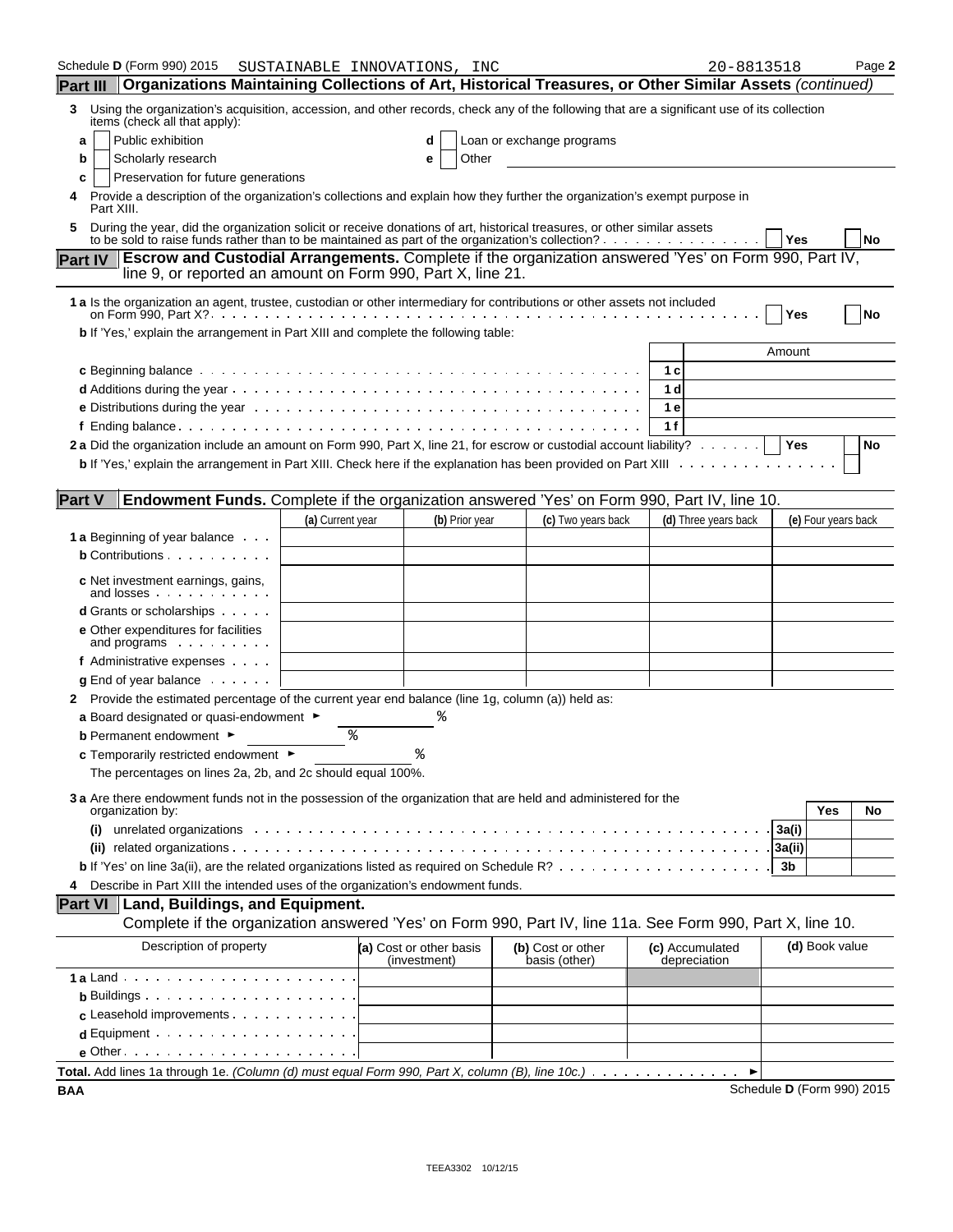Schedule D (Form 990) 2015 SUSTAINABLE INNOVATIONS, INC 20-8813518 Page 2

## Part III Organizations Maintaining Collections of Art, Historical Treasures, or Other Similar Assets *(continued)*

**3** Using the organization's acquisition, accession, and other records, check any of the following that are a significant use of its collection items (check all that apply):

- **a** ☐ Public exhibition
- **b** ☐ Scholarly research
- **c** ☐ Preservation for future generations
- **d** ☐ Loan or exchange programs
- **e** ☐ Other

**4** Provide a description of the organization's collections and explain how they further the organization's exempt purpose in Part XIII.

**5** During the year, did the organization solicit or receive donations of art, historical treasures, or other similar assets to be sold to raise funds rather than to be maintained as part of the organization's collection? ☐ Yes ☐ No

## Part IV Escrow and Custodial Arrangements.

Complete if the organization answered 'Yes' on Form 990, Part IV, line 9, or reported an amount on Form 990, Part X, line 21.

**1 a** Is the organization an agent, trustee, custodian or other intermediary for contributions or other assets not included on Form 990, Part X? ☐ Yes ☐ No

**b** If 'Yes,' explain the arrangement in Part XIII and complete the following table:

| | | Amount |
|---|---|---|
| **c** Beginning balance | 1 c | |
| **d** Additions during the year | 1 d | |
| **e** Distributions during the year | 1 e | |
| **f** Ending balance | 1 f | |

**2 a** Did the organization include an amount on Form 990, Part X, line 21, for escrow or custodial account liability? ☐ Yes ☐ No

**b** If 'Yes,' explain the arrangement in Part XIII. Check here if the explanation has been provided on Part XIII ☐

## Part V Endowment Funds.

Complete if the organization answered 'Yes' on Form 990, Part IV, line 10.

| | (a) Current year | (b) Prior year | (c) Two years back | (d) Three years back | (e) Four years back |
|---|---|---|---|---|---|
| **1 a** Beginning of year balance | | | | | |
| **b** Contributions | | | | | |
| **c** Net investment earnings, gains, and losses | | | | | |
| **d** Grants or scholarships | | | | | |
| **e** Other expenditures for facilities and programs | | | | | |
| **f** Administrative expenses | | | | | |
| **g** End of year balance | | | | | |

**2** Provide the estimated percentage of the current year end balance (line 1g, column (a)) held as:

- **a** Board designated or quasi-endowment ► %
- **b** Permanent endowment ► %
- **c** Temporarily restricted endowment ► %

The percentages on lines 2a, 2b, and 2c should equal 100%.

**3 a** Are there endowment funds not in the possession of the organization that are held and administered for the organization by:

| | | Yes | No |
|---|---|---|---|
| **(i)** unrelated organizations | 3a(i) | | |
| **(ii)** related organizations | 3a(ii) | | |
| **b** If 'Yes' on line 3a(ii), are the related organizations listed as required on Schedule R? | 3b | | |

**4** Describe in Part XIII the intended uses of the organization's endowment funds.

## Part VI Land, Buildings, and Equipment.

Complete if the organization answered 'Yes' on Form 990, Part IV, line 11a. See Form 990, Part X, line 10.

| Description of property | (a) Cost or other basis (investment) | (b) Cost or other basis (other) | (c) Accumulated depreciation | (d) Book value |
|---|---|---|---|---|
| **1 a** Land | | | | |
| **b** Buildings | | | | |
| **c** Leasehold improvements | | | | |
| **d** Equipment | | | | |
| **e** Other | | | | |

**Total.** Add lines 1a through 1e. *(Column (d) must equal Form 990, Part X, column (B), line 10c.)* ►

BAA Schedule D (Form 990) 2015

TEEA3302 10/12/15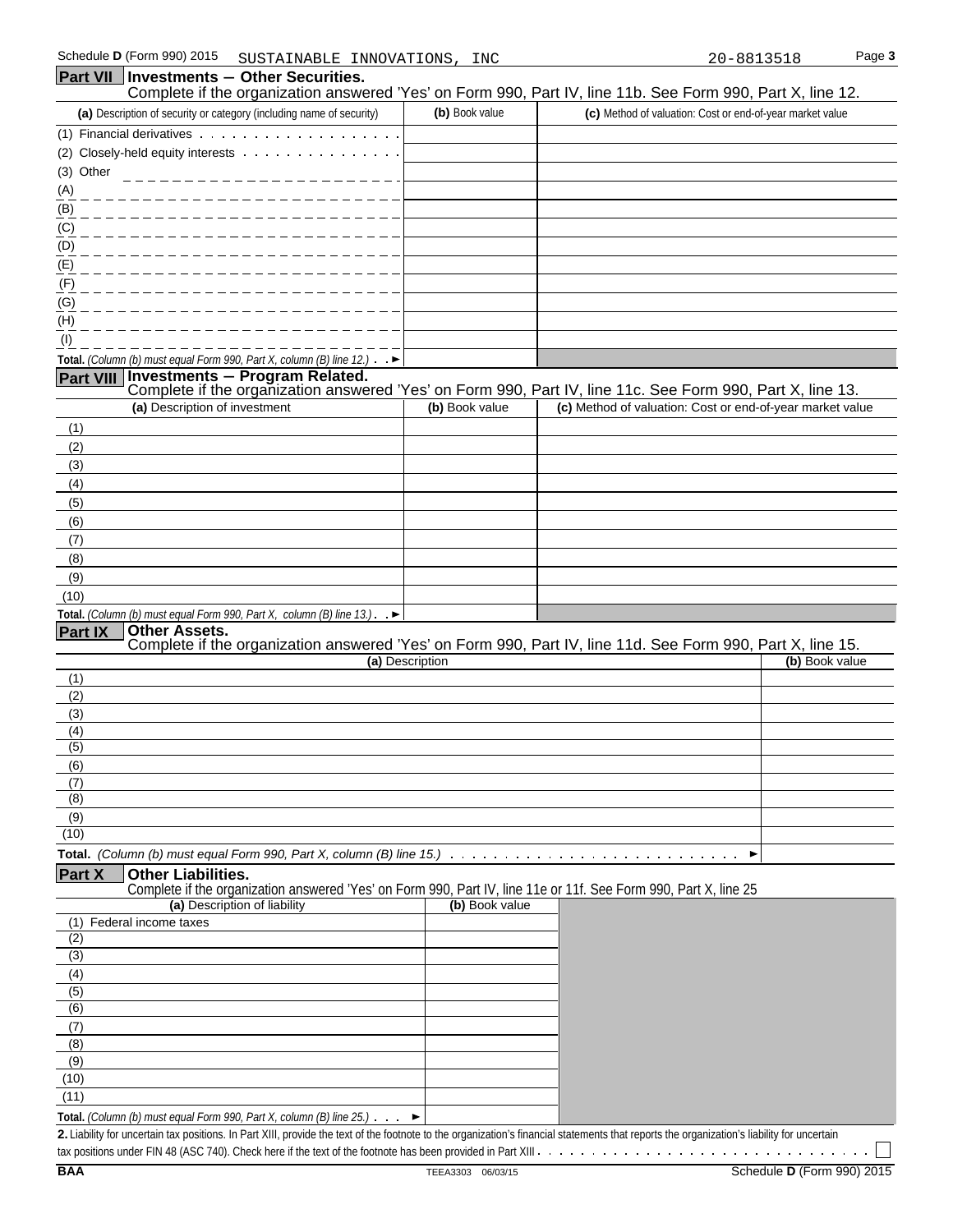Schedule D (Form 990) 2015 SUSTAINABLE INNOVATIONS, INC 20-8813518 Page 3

## Part VII Investments — Other Securities.

Complete if the organization answered 'Yes' on Form 990, Part IV, line 11b. See Form 990, Part X, line 12.

| (a) Description of security or category (including name of security) | (b) Book value | (c) Method of valuation: Cost or end-of-year market value |
|---|---|---|
| (1) Financial derivatives | | |
| (2) Closely-held equity interests | | |
| (3) Other | | |
| (A) | | |
| (B) | | |
| (C) | | |
| (D) | | |
| (E) | | |
| (F) | | |
| (G) | | |
| (H) | | |
| (I) | | |
| **Total.** *(Column (b) must equal Form 990, Part X, column (B) line 12.)* ► | | |

## Part VIII Investments — Program Related.

Complete if the organization answered 'Yes' on Form 990, Part IV, line 11c. See Form 990, Part X, line 13.

| (a) Description of investment | (b) Book value | (c) Method of valuation: Cost or end-of-year market value |
|---|---|---|
| (1) | | |
| (2) | | |
| (3) | | |
| (4) | | |
| (5) | | |
| (6) | | |
| (7) | | |
| (8) | | |
| (9) | | |
| (10) | | |
| **Total.** *(Column (b) must equal Form 990, Part X, column (B) line 13.)* ► | | |

## Part IX Other Assets.

Complete if the organization answered 'Yes' on Form 990, Part IV, line 11d. See Form 990, Part X, line 15.

| (a) Description | (b) Book value |
|---|---|
| (1) | |
| (2) | |
| (3) | |
| (4) | |
| (5) | |
| (6) | |
| (7) | |
| (8) | |
| (9) | |
| (10) | |
| **Total.** *(Column (b) must equal Form 990, Part X, column (B) line 15.)* ► | |

## Part X Other Liabilities.

Complete if the organization answered 'Yes' on Form 990, Part IV, line 11e or 11f. See Form 990, Part X, line 25

| (a) Description of liability | (b) Book value |
|---|---|
| (1) Federal income taxes | |
| (2) | |
| (3) | |
| (4) | |
| (5) | |
| (6) | |
| (7) | |
| (8) | |
| (9) | |
| (10) | |
| (11) | |
| **Total.** *(Column (b) must equal Form 990, Part X, column (B) line 25.)* ► | |

**2.** Liability for uncertain tax positions. In Part XIII, provide the text of the footnote to the organization's financial statements that reports the organization's liability for uncertain tax positions under FIN 48 (ASC 740). Check here if the text of the footnote has been provided in Part XIII ☐

BAA TEEA3303 06/03/15 Schedule D (Form 990) 2015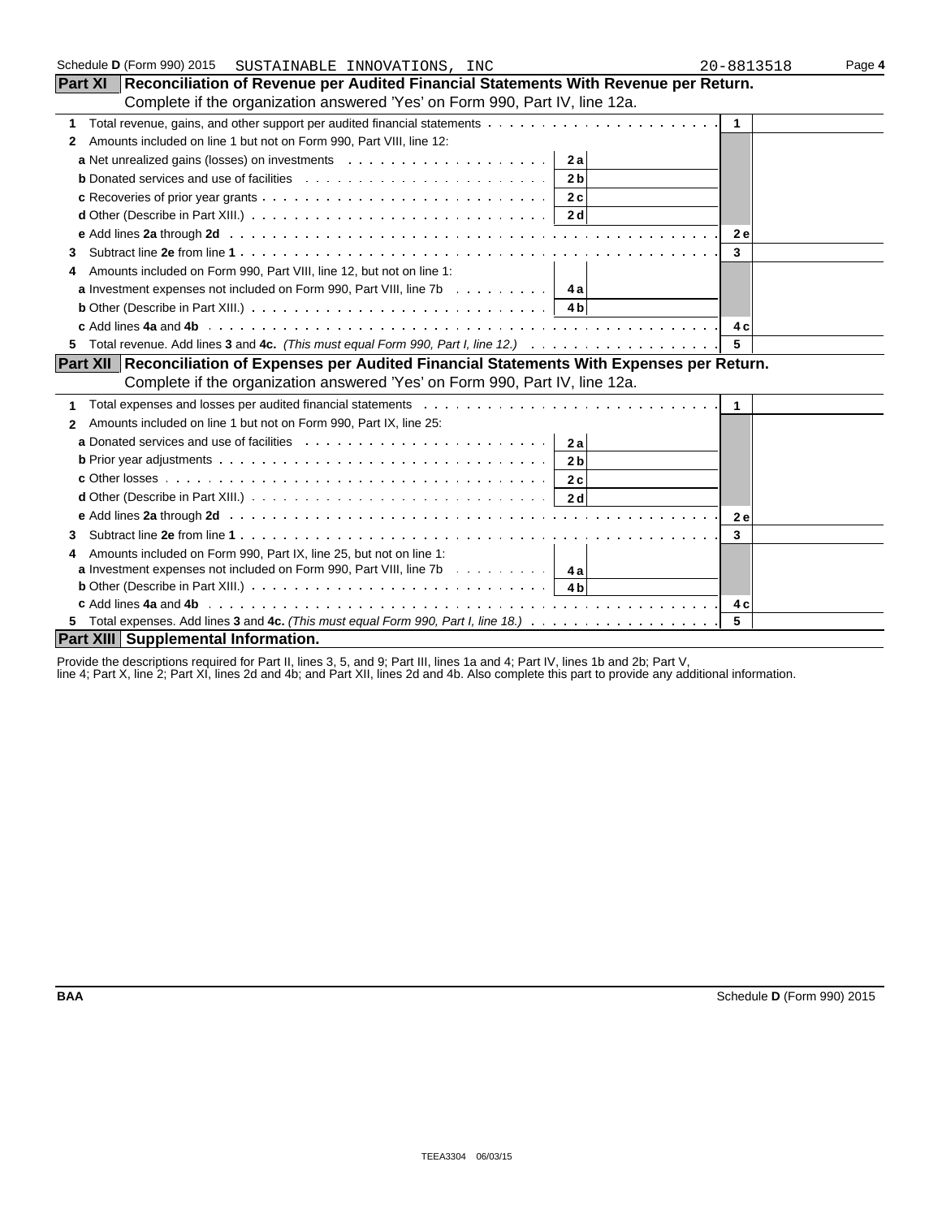Schedule **D** (Form 990) 2015 SUSTAINABLE INNOVATIONS, INC 20-8813518 Page **4**

## Part XI Reconciliation of Revenue per Audited Financial Statements With Revenue per Return.

Complete if the organization answered 'Yes' on Form 990, Part IV, line 12a.

| | | | | |
|---|---|---|---|---|
| **1** | Total revenue, gains, and other support per audited financial statements | | **1** | |
| **2** | Amounts included on line 1 but not on Form 990, Part VIII, line 12: | | | |
| | **a** Net unrealized gains (losses) on investments | **2a** | | |
| | **b** Donated services and use of facilities | **2b** | | |
| | **c** Recoveries of prior year grants | **2c** | | |
| | **d** Other (Describe in Part XIII.) | **2d** | | |
| | **e** Add lines **2a** through **2d** | | **2e** | |
| **3** | Subtract line **2e** from line **1** | | **3** | |
| **4** | Amounts included on Form 990, Part VIII, line 12, but not on line 1: | | | |
| | **a** Investment expenses not included on Form 990, Part VIII, line 7b | **4a** | | |
| | **b** Other (Describe in Part XIII.) | **4b** | | |
| | **c** Add lines **4a** and **4b** | | **4c** | |
| **5** | Total revenue. Add lines **3** and **4c.** *(This must equal Form 990, Part I, line 12.)* | | **5** | |

## Part XII Reconciliation of Expenses per Audited Financial Statements With Expenses per Return.

Complete if the organization answered 'Yes' on Form 990, Part IV, line 12a.

| | | | | |
|---|---|---|---|---|
| **1** | Total expenses and losses per audited financial statements | | **1** | |
| **2** | Amounts included on line 1 but not on Form 990, Part IX, line 25: | | | |
| | **a** Donated services and use of facilities | **2a** | | |
| | **b** Prior year adjustments | **2b** | | |
| | **c** Other losses | **2c** | | |
| | **d** Other (Describe in Part XIII.) | **2d** | | |
| | **e** Add lines **2a** through **2d** | | **2e** | |
| **3** | Subtract line **2e** from line **1** | | **3** | |
| **4** | Amounts included on Form 990, Part IX, line 25, but not on line 1: | | | |
| | **a** Investment expenses not included on Form 990, Part VIII, line 7b | **4a** | | |
| | **b** Other (Describe in Part XIII.) | **4b** | | |
| | **c** Add lines **4a** and **4b** | | **4c** | |
| **5** | Total expenses. Add lines **3** and **4c.** *(This must equal Form 990, Part I, line 18.)* | | **5** | |

## Part XIII Supplemental Information.

Provide the descriptions required for Part II, lines 3, 5, and 9; Part III, lines 1a and 4; Part IV, lines 1b and 2b; Part V, line 4; Part X, line 2; Part XI, lines 2d and 4b; and Part XII, lines 2d and 4b. Also complete this part to provide any additional information.

BAA Schedule **D** (Form 990) 2015

TEEA3304 06/03/15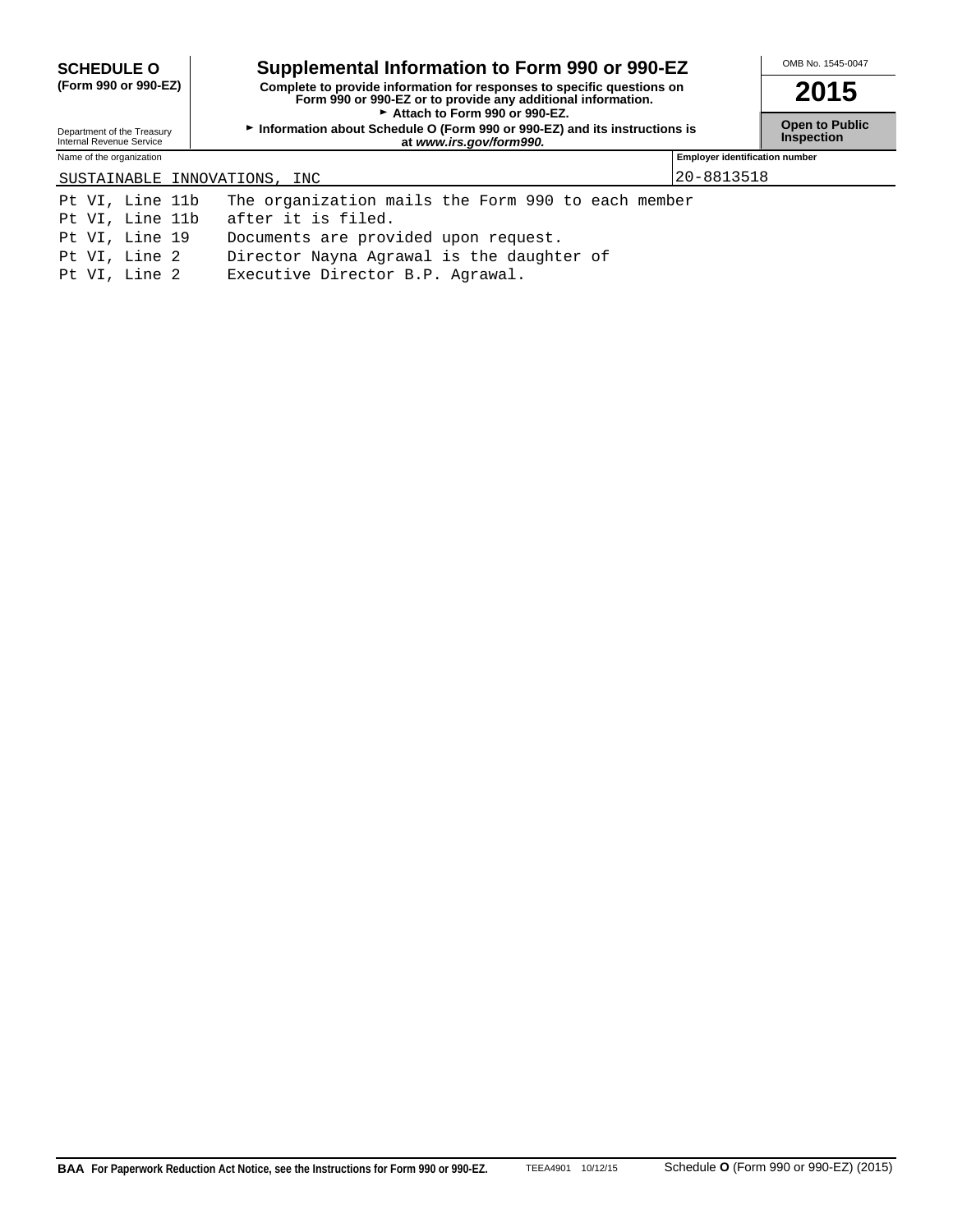**SCHEDULE O**
**(Form 990 or 990-EZ)**

Department of the Treasury
Internal Revenue Service

# Supplemental Information to Form 990 or 990-EZ

**Complete to provide information for responses to specific questions on Form 990 or 990-EZ or to provide any additional information.**
**► Attach to Form 990 or 990-EZ.**
**► Information about Schedule O (Form 990 or 990-EZ) and its instructions is at *www.irs.gov/form990.***

OMB No. 1545-0047

**2015**

**Open to Public Inspection**

| Name of the organization | Employer identification number |
| --- | --- |
| SUSTAINABLE INNOVATIONS, INC | 20-8813518 |

| | |
| --- | --- |
| Pt VI, Line 11b | The organization mails the Form 990 to each member |
| Pt VI, Line 11b | after it is filed. |
| Pt VI, Line 19 | Documents are provided upon request. |
| Pt VI, Line 2 | Director Nayna Agrawal is the daughter of |
| Pt VI, Line 2 | Executive Director B.P. Agrawal. |

**BAA For Paperwork Reduction Act Notice, see the Instructions for Form 990 or 990-EZ.** TEEA4901 10/12/15 Schedule **O** (Form 990 or 990-EZ) (2015)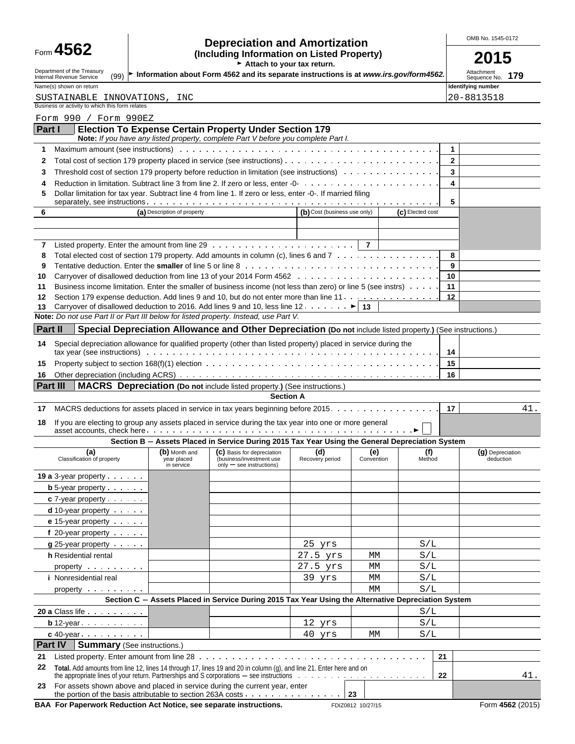Form **4562**

Department of the Treasury
Internal Revenue Service (99)

# Depreciation and Amortization
**(Including Information on Listed Property)**

► Attach to your tax return.

► Information about Form 4562 and its separate instructions is at *www.irs.gov/form4562.*

OMB No. 1545-0172

**2015**

Attachment Sequence No. **179**

| Name(s) shown on return | Identifying number |
|---|---|
| SUSTAINABLE INNOVATIONS, INC | 20-8813518 |

Business or activity to which this form relates

Form 990 / Form 990EZ

## Part I — Election To Expense Certain Property Under Section 179

**Note:** *If you have any listed property, complete Part V before you complete Part I.*

| | | | |
|---|---|---|---|
| 1 | Maximum amount (see instructions) | 1 | |
| 2 | Total cost of section 179 property placed in service (see instructions) | 2 | |
| 3 | Threshold cost of section 179 property before reduction in limitation (see instructions) | 3 | |
| 4 | Reduction in limitation. Subtract line 3 from line 2. If zero or less, enter -0- | 4 | |
| 5 | Dollar limitation for tax year. Subtract line 4 from line 1. If zero or less, enter -0-. If married filing separately, see instructions | 5 | |

| 6 | (a) Description of property | (b) Cost (business use only) | (c) Elected cost |
|---|---|---|---|
| | | | |
| | | | |

| | | | |
|---|---|---|---|
| 7 | Listed property. Enter the amount from line 29 | 7 | |
| 8 | Total elected cost of section 179 property. Add amounts in column (c), lines 6 and 7 | 8 | |
| 9 | Tentative deduction. Enter the **smaller** of line 5 or line 8 | 9 | |
| 10 | Carryover of disallowed deduction from line 13 of your 2014 Form 4562 | 10 | |
| 11 | Business income limitation. Enter the smaller of business income (not less than zero) or line 5 (see instrs) | 11 | |
| 12 | Section 179 expense deduction. Add lines 9 and 10, but do not enter more than line 11 | 12 | |
| 13 | Carryover of disallowed deduction to 2016. Add lines 9 and 10, less line 12 ► | 13 | |

**Note:** *Do not use Part II or Part III below for listed property. Instead, use Part V.*

## Part II — Special Depreciation Allowance and Other Depreciation (Do not include listed property.) (See instructions.)

| | | | |
|---|---|---|---|
| 14 | Special depreciation allowance for qualified property (other than listed property) placed in service during the tax year (see instructions) | 14 | |
| 15 | Property subject to section 168(f)(1) election | 15 | |
| 16 | Other depreciation (including ACRS) | 16 | |

## Part III — MACRS Depreciation (Do not include listed property.) (See instructions.)

### Section A

| | | | |
|---|---|---|---|
| 17 | MACRS deductions for assets placed in service in tax years beginning before 2015 | 17 | 41. |
| 18 | If you are electing to group any assets placed in service during the tax year into one or more general asset accounts, check here ► ☐ | | |

### Section B − Assets Placed in Service During 2015 Tax Year Using the General Depreciation System

| (a) Classification of property | (b) Month and year placed in service | (c) Basis for depreciation (business/investment use only − see instructions) | (d) Recovery period | (e) Convention | (f) Method | (g) Depreciation deduction |
|---|---|---|---|---|---|---|
| 19a 3-year property | | | | | | |
| b 5-year property | | | | | | |
| c 7-year property | | | | | | |
| d 10-year property | | | | | | |
| e 15-year property | | | | | | |
| f 20-year property | | | | | | |
| g 25-year property | | | 25 yrs | | S/L | |
| h Residential rental | | | 27.5 yrs | MM | S/L | |
| property | | | 27.5 yrs | MM | S/L | |
| i Nonresidential real | | | 39 yrs | MM | S/L | |
| property | | | | MM | S/L | |

### Section C − Assets Placed in Service During 2015 Tax Year Using the Alternative Depreciation System

| (a) | (b) | (c) | (d) | (e) | (f) | (g) |
|---|---|---|---|---|---|---|
| 20a Class life | | | | | S/L | |
| b 12-year | | | 12 yrs | | S/L | |
| c 40-year | | | 40 yrs | MM | S/L | |

## Part IV — Summary (See instructions.)

| | | | |
|---|---|---|---|
| 21 | Listed property. Enter amount from line 28 | 21 | |
| 22 | **Total.** Add amounts from line 12, lines 14 through 17, lines 19 and 20 in column (g), and line 21. Enter here and on the appropriate lines of your return. Partnerships and S corporations − see instructions | 22 | 41. |
| 23 | For assets shown above and placed in service during the current year, enter the portion of the basis attributable to section 263A costs | 23 | |

**BAA For Paperwork Reduction Act Notice, see separate instructions.** FDIZ0812 10/27/15 Form **4562** (2015)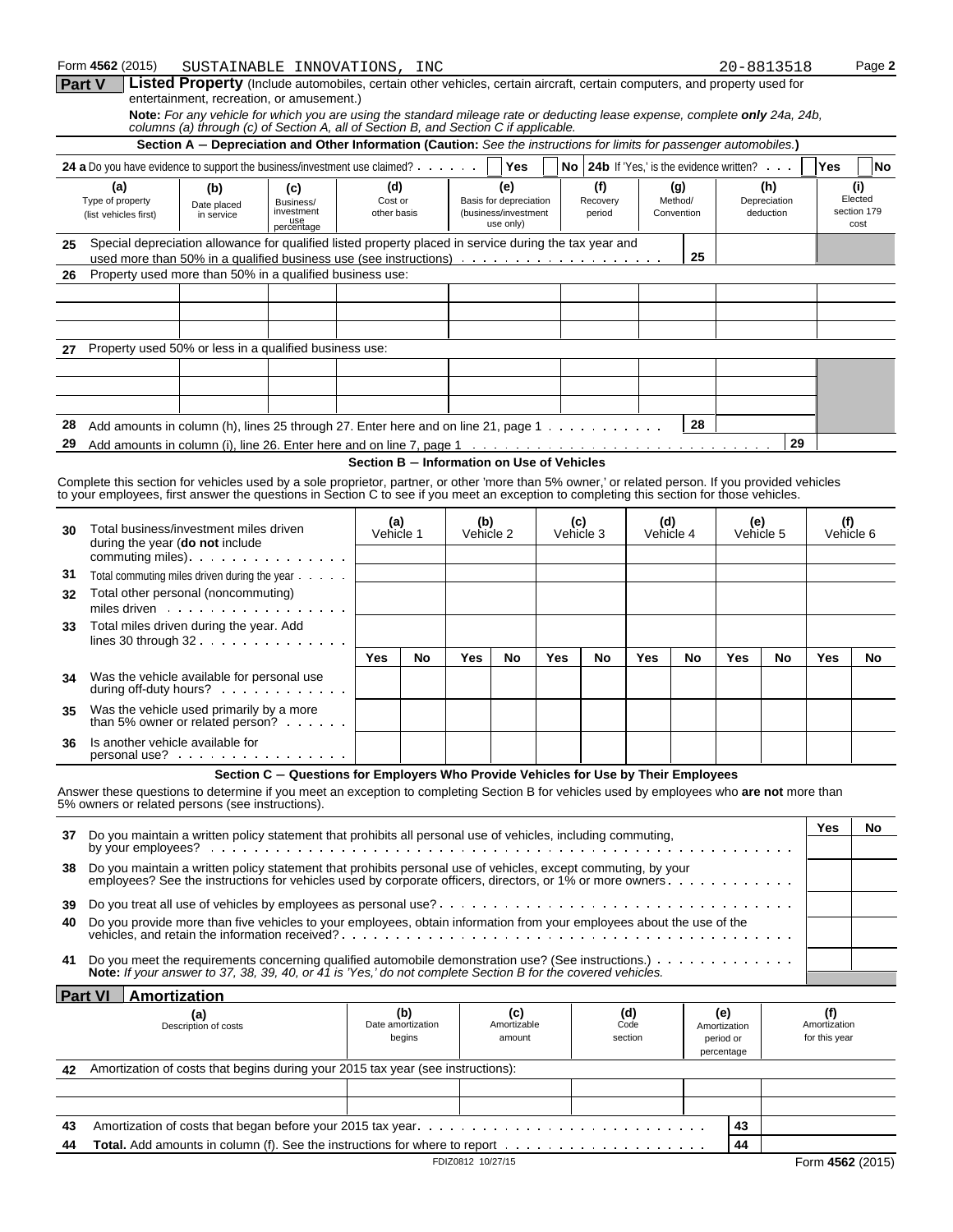Form **4562** (2015) SUSTAINABLE INNOVATIONS, INC 20-8813518 Page **2**

## Part V Listed Property

(Include automobiles, certain other vehicles, certain aircraft, certain computers, and property used for entertainment, recreation, or amusement.)

**Note:** *For any vehicle for which you are using the standard mileage rate or deducting lease expense, complete* ***only*** *24a, 24b, columns (a) through (c) of Section A, all of Section B, and Section C if applicable.*

### Section A – Depreciation and Other Information (Caution: *See the instructions for limits for passenger automobiles.*)

**24 a** Do you have evidence to support the business/investment use claimed? Yes No **24b** If 'Yes,' is the evidence written? Yes No

| (a) Type of property (list vehicles first) | (b) Date placed in service | (c) Business/ investment use percentage | (d) Cost or other basis | (e) Basis for depreciation (business/investment use only) | (f) Recovery period | (g) Method/ Convention | (h) Depreciation deduction | (i) Elected section 179 cost |
|---|---|---|---|---|---|---|---|---|
| **25** Special depreciation allowance for qualified listed property placed in service during the tax year and used more than 50% in a qualified business use (see instructions) | | | | | | **25** | | |
| **26** Property used more than 50% in a qualified business use: | | | | | | | | |
| | | | | | | | | |
| | | | | | | | | |
| | | | | | | | | |
| **27** Property used 50% or less in a qualified business use: | | | | | | | | |
| | | | | | | | | |
| | | | | | | | | |
| | | | | | | | | |
| **28** Add amounts in column (h), lines 25 through 27. Enter here and on line 21, page 1 | | | | | | **28** | | |
| **29** Add amounts in column (i), line 26. Enter here and on line 7, page 1 | | | | | | | **29** | |

### Section B – Information on Use of Vehicles

Complete this section for vehicles used by a sole proprietor, partner, or other 'more than 5% owner,' or related person. If you provided vehicles to your employees, first answer the questions in Section C to see if you meet an exception to completing this section for those vehicles.

| | (a) Vehicle 1 | | (b) Vehicle 2 | | (c) Vehicle 3 | | (d) Vehicle 4 | | (e) Vehicle 5 | | (f) Vehicle 6 | |
|---|---|---|---|---|---|---|---|---|---|---|---|---|
| **30** Total business/investment miles driven during the year (**do not** include commuting miles) | | | | | | | | | | | | |
| **31** Total commuting miles driven during the year | | | | | | | | | | | | |
| **32** Total other personal (noncommuting) miles driven | | | | | | | | | | | | |
| **33** Total miles driven during the year. Add lines 30 through 32 | | | | | | | | | | | | |
| | Yes | No | Yes | No | Yes | No | Yes | No | Yes | No | Yes | No |
| **34** Was the vehicle available for personal use during off-duty hours? | | | | | | | | | | | | |
| **35** Was the vehicle used primarily by a more than 5% owner or related person? | | | | | | | | | | | | |
| **36** Is another vehicle available for personal use? | | | | | | | | | | | | |

### Section C – Questions for Employers Who Provide Vehicles for Use by Their Employees

Answer these questions to determine if you meet an exception to completing Section B for vehicles used by employees who **are not** more than 5% owners or related persons (see instructions).

| | Yes | No |
|---|---|---|
| **37** Do you maintain a written policy statement that prohibits all personal use of vehicles, including commuting, by your employees? | | |
| **38** Do you maintain a written policy statement that prohibits personal use of vehicles, except commuting, by your employees? See the instructions for vehicles used by corporate officers, directors, or 1% or more owners | | |
| **39** Do you treat all use of vehicles by employees as personal use? | | |
| **40** Do you provide more than five vehicles to your employees, obtain information from your employees about the use of the vehicles, and retain the information received? | | |
| **41** Do you meet the requirements concerning qualified automobile demonstration use? (See instructions.) | | |

**Note:** *If your answer to 37, 38, 39, 40, or 41 is 'Yes,' do not complete Section B for the covered vehicles.*

## Part VI Amortization

| (a) Description of costs | (b) Date amortization begins | (c) Amortizable amount | (d) Code section | (e) Amortization period or percentage | (f) Amortization for this year |
|---|---|---|---|---|---|
| **42** Amortization of costs that begins during your 2015 tax year (see instructions): | | | | | |
| | | | | | |
| | | | | | |
| **43** Amortization of costs that began before your 2015 tax year | | | | **43** | |
| **44 Total.** Add amounts in column (f). See the instructions for where to report | | | | **44** | |

FDIZ0812 10/27/15 Form **4562** (2015)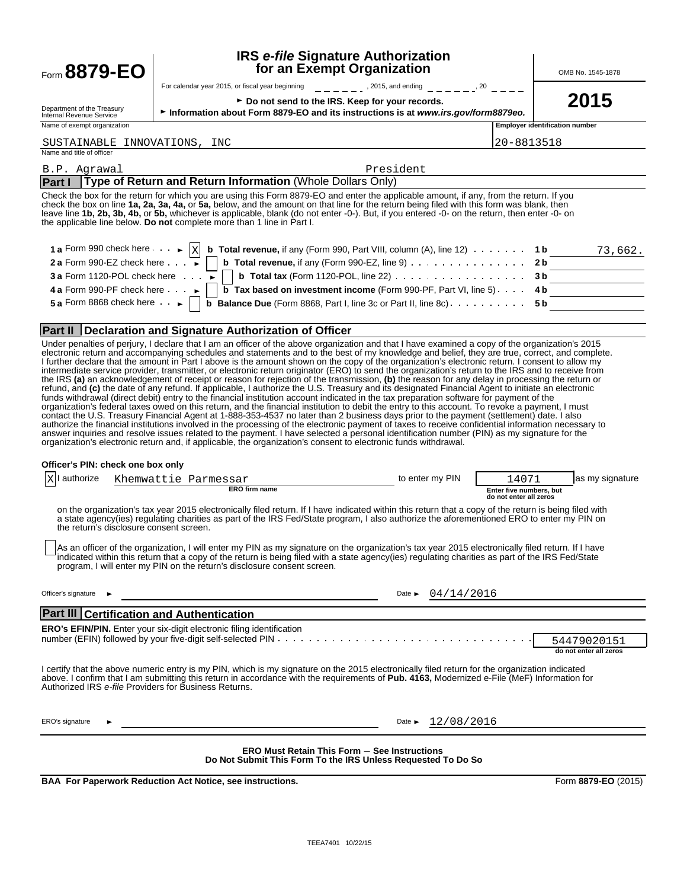Form **8879-EO**

Department of the Treasury
Internal Revenue Service

# IRS *e-file* Signature Authorization for an Exempt Organization

For calendar year 2015, or fiscal year beginning ______, 2015, and ending ______, 20 ____

► **Do not send to the IRS. Keep for your records.**

► **Information about Form 8879-EO and its instructions is at *www.irs.gov/form8879eo.***

OMB No. 1545-1878

**2015**

| Name of exempt organization | Employer identification number |
|---|---|
| SUSTAINABLE INNOVATIONS, INC | 20-8813518 |

Name and title of officer

B.P. Agrawal — President

## Part I Type of Return and Return Information (Whole Dollars Only)

Check the box for the return for which you are using this Form 8879-EO and enter the applicable amount, if any, from the return. If you check the box on line **1a, 2a, 3a, 4a,** or **5a,** below, and the amount on that line for the return being filed with this form was blank, then leave line **1b, 2b, 3b, 4b,** or **5b,** whichever is applicable, blank (do not enter -0-). But, if you entered -0- on the return, then enter -0- on the applicable line below. **Do not** complete more than 1 line in Part I.

| | | | | |
|---|---|---|---|---|
| **1 a** Form 990 check here ► | X | **b Total revenue,** if any (Form 990, Part VIII, column (A), line 12) | **1 b** | 73,662. |
| **2 a** Form 990-EZ check here ► | | **b Total revenue,** if any (Form 990-EZ, line 9) | **2 b** | |
| **3 a** Form 1120-POL check here ► | | **b Total tax** (Form 1120-POL, line 22) | **3 b** | |
| **4 a** Form 990-PF check here ► | | **b Tax based on investment income** (Form 990-PF, Part VI, line 5) | **4 b** | |
| **5 a** Form 8868 check here ► | | **b Balance Due** (Form 8868, Part I, line 3c or Part II, line 8c) | **5 b** | |

## Part II Declaration and Signature Authorization of Officer

Under penalties of perjury, I declare that I am an officer of the above organization and that I have examined a copy of the organization's 2015 electronic return and accompanying schedules and statements and to the best of my knowledge and belief, they are true, correct, and complete. I further declare that the amount in Part I above is the amount shown on the copy of the organization's electronic return. I consent to allow my intermediate service provider, transmitter, or electronic return originator (ERO) to send the organization's return to the IRS and to receive from the IRS **(a)** an acknowledgement of receipt or reason for rejection of the transmission, **(b)** the reason for any delay in processing the return or refund, and **(c)** the date of any refund. If applicable, I authorize the U.S. Treasury and its designated Financial Agent to initiate an electronic funds withdrawal (direct debit) entry to the financial institution account indicated in the tax preparation software for payment of the organization's federal taxes owed on this return, and the financial institution to debit the entry to this account. To revoke a payment, I must contact the U.S. Treasury Financial Agent at 1-888-353-4537 no later than 2 business days prior to the payment (settlement) date. I also authorize the financial institutions involved in the processing of the electronic payment of taxes to receive confidential information necessary to answer inquiries and resolve issues related to the payment. I have selected a personal identification number (PIN) as my signature for the organization's electronic return and, if applicable, the organization's consent to electronic funds withdrawal.

**Officer's PIN: check one box only**

[X] I authorize Khemwattie Parmessar (ERO firm name) to enter my PIN 14071 (Enter five numbers, but do not enter all zeros) as my signature on the organization's tax year 2015 electronically filed return. If I have indicated within this return that a copy of the return is being filed with a state agency(ies) regulating charities as part of the IRS Fed/State program, I also authorize the aforementioned ERO to enter my PIN on the return's disclosure consent screen.

[ ] As an officer of the organization, I will enter my PIN as my signature on the organization's tax year 2015 electronically filed return. If I have indicated within this return that a copy of the return is being filed with a state agency(ies) regulating charities as part of the IRS Fed/State program, I will enter my PIN on the return's disclosure consent screen.

Officer's signature ► ______________________ Date ► 04/14/2016

## Part III Certification and Authentication

**ERO's EFIN/PIN.** Enter your six-digit electronic filing identification number (EFIN) followed by your five-digit self-selected PIN: 54479020151 (do not enter all zeros)

I certify that the above numeric entry is my PIN, which is my signature on the 2015 electronically filed return for the organization indicated above. I confirm that I am submitting this return in accordance with the requirements of **Pub. 4163,** Modernized e-File (MeF) Information for Authorized IRS *e-file* Providers for Business Returns.

ERO's signature ► ______________________ Date ► 12/08/2016

**ERO Must Retain This Form – See Instructions**
**Do Not Submit This Form To the IRS Unless Requested To Do So**

**BAA For Paperwork Reduction Act Notice, see instructions.** Form **8879-EO** (2015)

TEEA7401 10/22/15